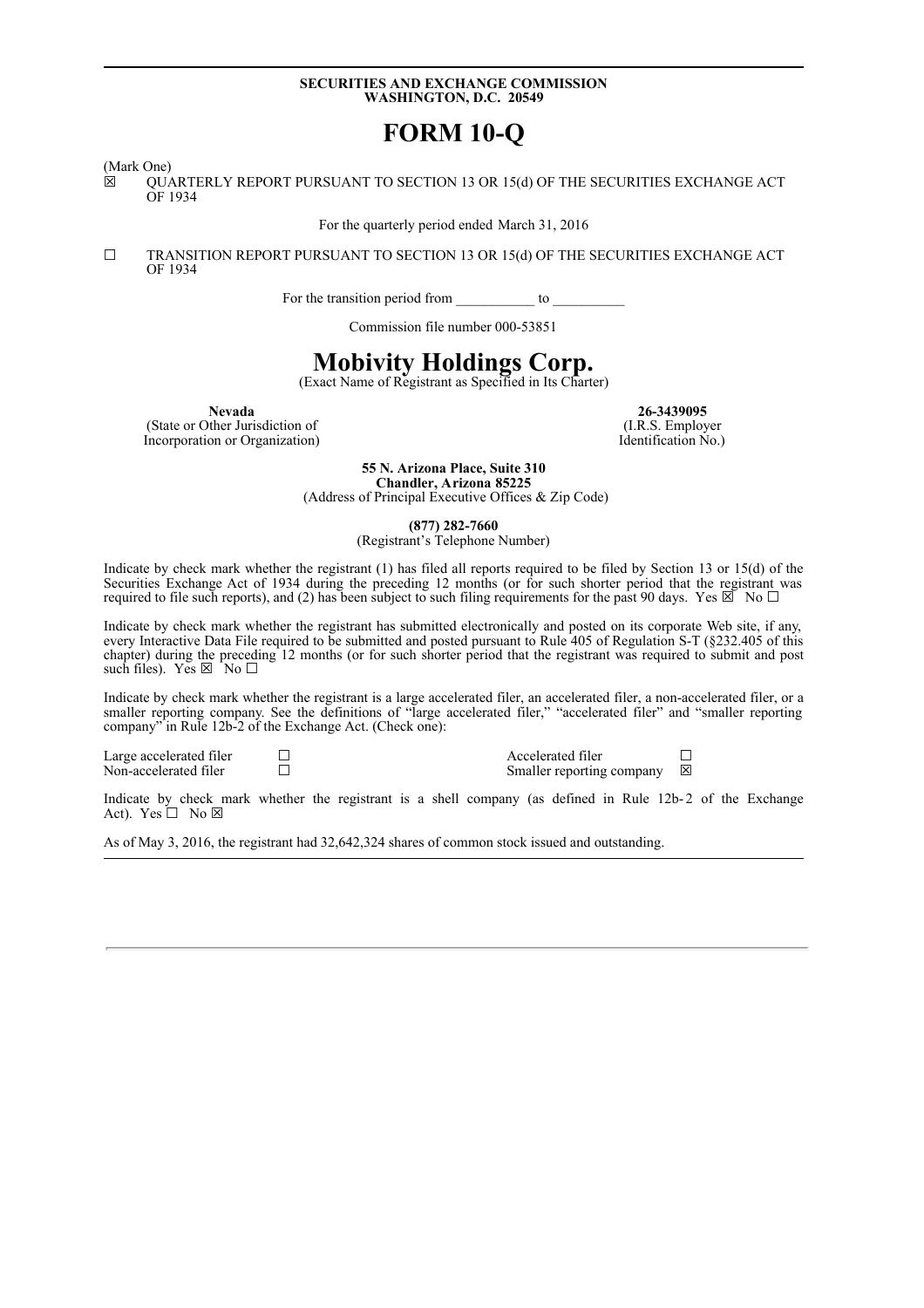**SECURITIES AND EXCHANGE COMMISSION**
**WASHINGTON, D.C. 20549**

# FORM 10-Q

(Mark One)

☒ QUARTERLY REPORT PURSUANT TO SECTION 13 OR 15(d) OF THE SECURITIES EXCHANGE ACT OF 1934

For the quarterly period ended March 31, 2016

☐ TRANSITION REPORT PURSUANT TO SECTION 13 OR 15(d) OF THE SECURITIES EXCHANGE ACT OF 1934

For the transition period from ___________ to __________

Commission file number 000-53851

# Mobivity Holdings Corp.

(Exact Name of Registrant as Specified in Its Charter)

| **Nevada** | **26-3439095** |
|---|---|
| (State or Other Jurisdiction of Incorporation or Organization) | (I.R.S. Employer Identification No.) |

**55 N. Arizona Place, Suite 310**
**Chandler, Arizona 85225**
(Address of Principal Executive Offices & Zip Code)

**(877) 282-7660**
(Registrant's Telephone Number)

Indicate by check mark whether the registrant (1) has filed all reports required to be filed by Section 13 or 15(d) of the Securities Exchange Act of 1934 during the preceding 12 months (or for such shorter period that the registrant was required to file such reports), and (2) has been subject to such filing requirements for the past 90 days. Yes ☒ No ☐

Indicate by check mark whether the registrant has submitted electronically and posted on its corporate Web site, if any, every Interactive Data File required to be submitted and posted pursuant to Rule 405 of Regulation S-T (§232.405 of this chapter) during the preceding 12 months (or for such shorter period that the registrant was required to submit and post such files). Yes ☒ No ☐

Indicate by check mark whether the registrant is a large accelerated filer, an accelerated filer, a non-accelerated filer, or a smaller reporting company. See the definitions of "large accelerated filer," "accelerated filer" and "smaller reporting company" in Rule 12b-2 of the Exchange Act. (Check one):

| | | | |
|---|---|---|---|
| Large accelerated filer | ☐ | Accelerated filer | ☐ |
| Non-accelerated filer | ☐ | Smaller reporting company | ☒ |

Indicate by check mark whether the registrant is a shell company (as defined in Rule 12b-2 of the Exchange Act). Yes ☐ No ☒

As of May 3, 2016, the registrant had 32,642,324 shares of common stock issued and outstanding.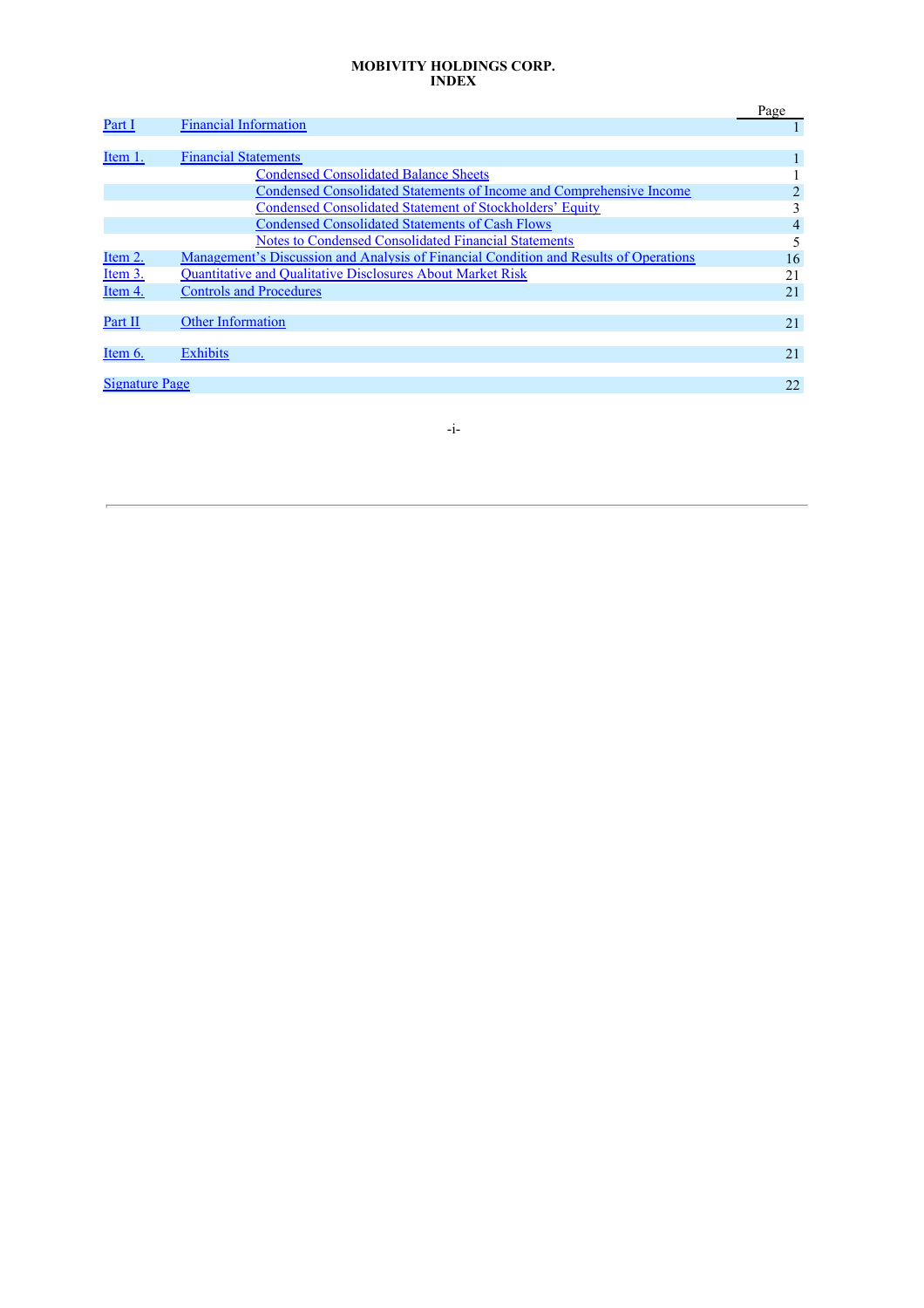**MOBIVITY HOLDINGS CORP.**
**INDEX**

| | | Page |
|---|---|---|
| Part I | Financial Information | 1 |
| | | |
| Item 1. | Financial Statements | 1 |
| | Condensed Consolidated Balance Sheets | 1 |
| | Condensed Consolidated Statements of Income and Comprehensive Income | 2 |
| | Condensed Consolidated Statement of Stockholders' Equity | 3 |
| | Condensed Consolidated Statements of Cash Flows | 4 |
| | Notes to Condensed Consolidated Financial Statements | 5 |
| Item 2. | Management's Discussion and Analysis of Financial Condition and Results of Operations | 16 |
| Item 3. | Quantitative and Qualitative Disclosures About Market Risk | 21 |
| Item 4. | Controls and Procedures | 21 |
| | | |
| Part II | Other Information | 21 |
| | | |
| Item 6. | Exhibits | 21 |
| | | |
| Signature Page | | 22 |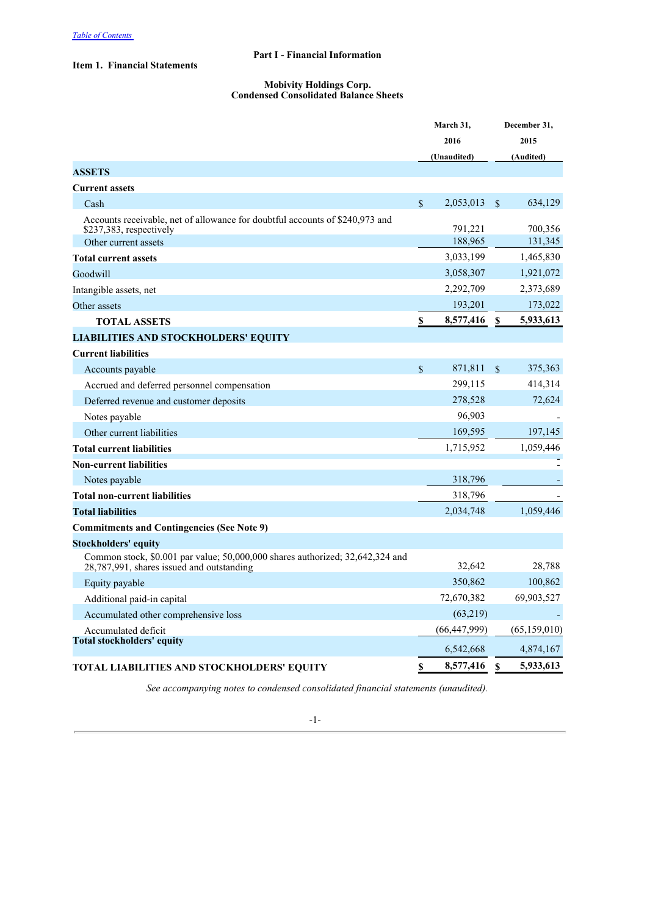[Table of Contents](#)

## Part I - Financial Information

### Item 1. Financial Statements

**Mobivity Holdings Corp.**
**Condensed Consolidated Balance Sheets**

| | March 31, 2016 (Unaudited) | December 31, 2015 (Audited) |
|---|---|---|
| **ASSETS** | | |
| **Current assets** | | |
| Cash | $ 2,053,013 | $ 634,129 |
| Accounts receivable, net of allowance for doubtful accounts of $240,973 and $237,383, respectively | 791,221 | 700,356 |
| Other current assets | 188,965 | 131,345 |
| **Total current assets** | 3,033,199 | 1,465,830 |
| Goodwill | 3,058,307 | 1,921,072 |
| Intangible assets, net | 2,292,709 | 2,373,689 |
| Other assets | 193,201 | 173,022 |
| **TOTAL ASSETS** | **$ 8,577,416** | **$ 5,933,613** |
| **LIABILITIES AND STOCKHOLDERS' EQUITY** | | |
| **Current liabilities** | | |
| Accounts payable | $ 871,811 | $ 375,363 |
| Accrued and deferred personnel compensation | 299,115 | 414,314 |
| Deferred revenue and customer deposits | 278,528 | 72,624 |
| Notes payable | 96,903 | - |
| Other current liabilities | 169,595 | 197,145 |
| **Total current liabilities** | 1,715,952 | 1,059,446 |
| **Non-current liabilities** | | - |
| Notes payable | 318,796 | - |
| **Total non-current liabilities** | 318,796 | - |
| **Total liabilities** | 2,034,748 | 1,059,446 |
| **Commitments and Contingencies (See Note 9)** | | |
| **Stockholders' equity** | | |
| Common stock, $0.001 par value; 50,000,000 shares authorized; 32,642,324 and 28,787,991, shares issued and outstanding | 32,642 | 28,788 |
| Equity payable | 350,862 | 100,862 |
| Additional paid-in capital | 72,670,382 | 69,903,527 |
| Accumulated other comprehensive loss | (63,219) | - |
| Accumulated deficit | (66,447,999) | (65,159,010) |
| **Total stockholders' equity** | 6,542,668 | 4,874,167 |
| **TOTAL LIABILITIES AND STOCKHOLDERS' EQUITY** | **$ 8,577,416** | **$ 5,933,613** |

*See accompanying notes to condensed consolidated financial statements (unaudited).*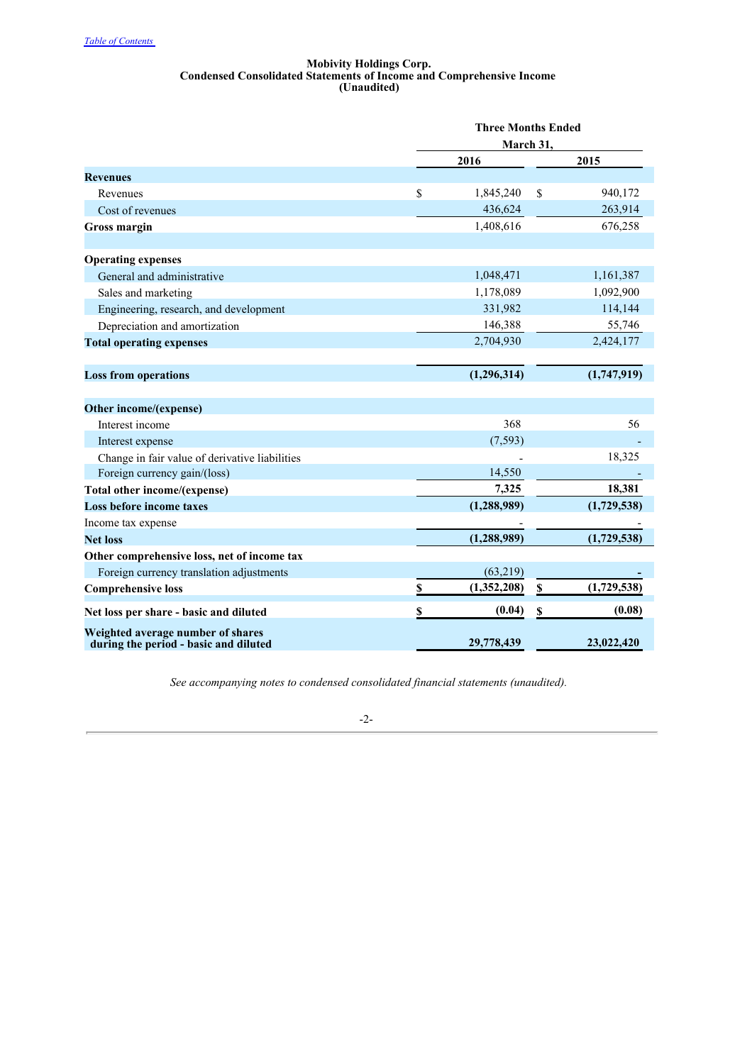[Table of Contents](#)

**Mobivity Holdings Corp.**
**Condensed Consolidated Statements of Income and Comprehensive Income**
**(Unaudited)**

| | Three Months Ended March 31, | |
|---|---|---|
| | **2016** | **2015** |
| **Revenues** | | |
| Revenues | $ 1,845,240 | $ 940,172 |
| Cost of revenues | 436,624 | 263,914 |
| **Gross margin** | 1,408,616 | 676,258 |
| | | |
| **Operating expenses** | | |
| General and administrative | 1,048,471 | 1,161,387 |
| Sales and marketing | 1,178,089 | 1,092,900 |
| Engineering, research, and development | 331,982 | 114,144 |
| Depreciation and amortization | 146,388 | 55,746 |
| **Total operating expenses** | 2,704,930 | 2,424,177 |
| | | |
| **Loss from operations** | **(1,296,314)** | **(1,747,919)** |
| | | |
| **Other income/(expense)** | | |
| Interest income | 368 | 56 |
| Interest expense | (7,593) | - |
| Change in fair value of derivative liabilities | - | 18,325 |
| Foreign currency gain/(loss) | 14,550 | - |
| **Total other income/(expense)** | **7,325** | **18,381** |
| **Loss before income taxes** | **(1,288,989)** | **(1,729,538)** |
| Income tax expense | - | - |
| **Net loss** | **(1,288,989)** | **(1,729,538)** |
| **Other comprehensive loss, net of income tax** | | |
| Foreign currency translation adjustments | (63,219) | - |
| **Comprehensive loss** | **$ (1,352,208)** | **$ (1,729,538)** |
| | | |
| **Net loss per share - basic and diluted** | **$ (0.04)** | **$ (0.08)** |
| **Weighted average number of shares during the period - basic and diluted** | **29,778,439** | **23,022,420** |

*See accompanying notes to condensed consolidated financial statements (unaudited).*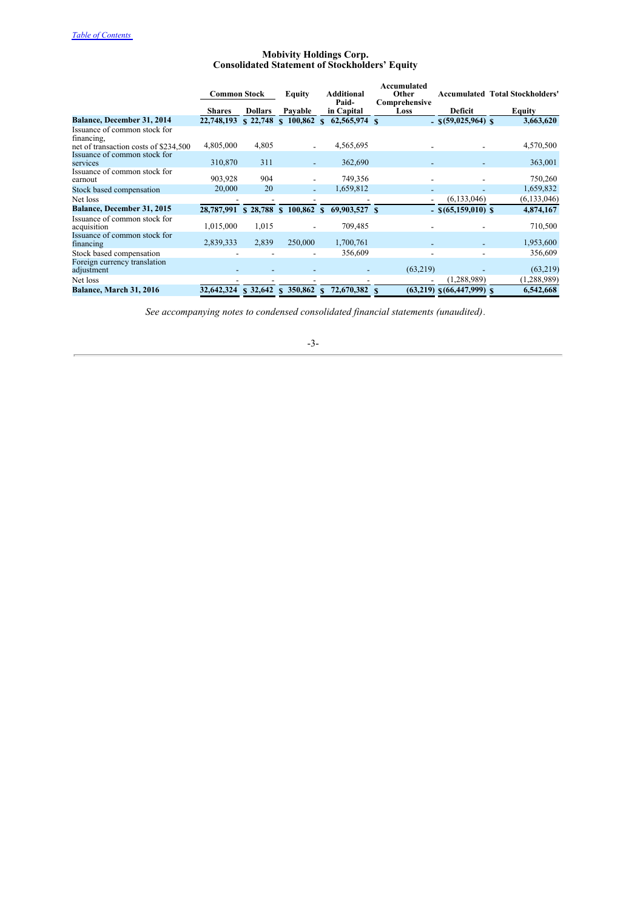[Table of Contents](#)

**Mobivity Holdings Corp.**
**Consolidated Statement of Stockholders' Equity**

| | Common Stock | | Equity | Additional Paid-in Capital | Accumulated Other Comprehensive Loss | Accumulated Deficit | Total Stockholders' Equity |
|---|---|---|---|---|---|---|---|
| | Shares | Dollars | Payable | | | | |
| **Balance, December 31, 2014** | **22,748,193** | **$ 22,748** | **$ 100,862** | **$ 62,565,974** | **$ -** | **$(59,025,964)** | **$ 3,663,620** |
| Issuance of common stock for financing, net of transaction costs of $234,500 | 4,805,000 | 4,805 | - | 4,565,695 | - | - | 4,570,500 |
| Issuance of common stock for services | 310,870 | 311 | - | 362,690 | - | - | 363,001 |
| Issuance of common stock for earnout | 903,928 | 904 | - | 749,356 | - | - | 750,260 |
| Stock based compensation | 20,000 | 20 | - | 1,659,812 | - | - | 1,659,832 |
| Net loss | - | - | - | - | - | (6,133,046) | (6,133,046) |
| **Balance, December 31, 2015** | **28,787,991** | **$ 28,788** | **$ 100,862** | **$ 69,903,527** | **$ -** | **$(65,159,010)** | **$ 4,874,167** |
| Issuance of common stock for acquisition | 1,015,000 | 1,015 | - | 709,485 | - | - | 710,500 |
| Issuance of common stock for financing | 2,839,333 | 2,839 | 250,000 | 1,700,761 | - | - | 1,953,600 |
| Stock based compensation | - | - | - | 356,609 | - | - | 356,609 |
| Foreign currency translation adjustment | - | - | - | - | (63,219) | - | (63,219) |
| Net loss | - | - | - | - | - | (1,288,989) | (1,288,989) |
| **Balance, March 31, 2016** | **32,642,324** | **$ 32,642** | **$ 350,862** | **$ 72,670,382** | **$ (63,219)** | **$(66,447,999)** | **$ 6,542,668** |

*See accompanying notes to condensed consolidated financial statements (unaudited).*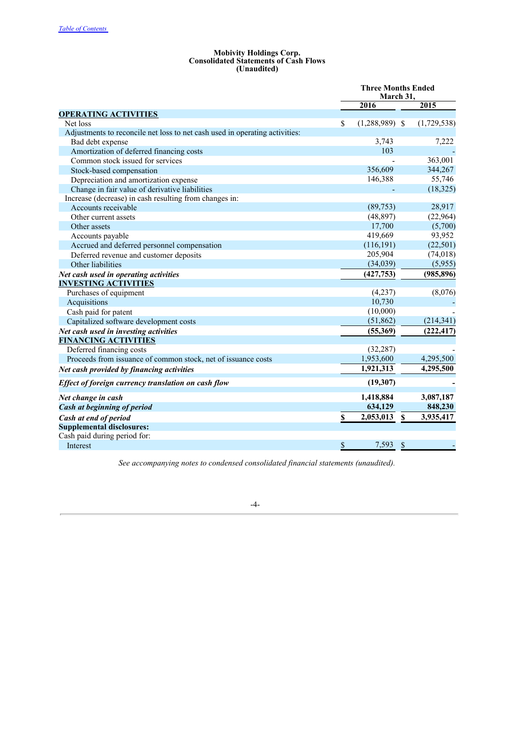**Mobivity Holdings Corp.**
**Consolidated Statements of Cash Flows**
**(Unaudited)**

| | Three Months Ended March 31, | |
|---|---|---|
| | 2016 | 2015 |
| **OPERATING ACTIVITIES** | | |
| Net loss | $ (1,288,989) | $ (1,729,538) |
| Adjustments to reconcile net loss to net cash used in operating activities: | | |
| Bad debt expense | 3,743 | 7,222 |
| Amortization of deferred financing costs | 103 | - |
| Common stock issued for services | - | 363,001 |
| Stock-based compensation | 356,609 | 344,267 |
| Depreciation and amortization expense | 146,388 | 55,746 |
| Change in fair value of derivative liabilities | - | (18,325) |
| Increase (decrease) in cash resulting from changes in: | | |
| Accounts receivable | (89,753) | 28,917 |
| Other current assets | (48,897) | (22,964) |
| Other assets | 17,700 | (5,700) |
| Accounts payable | 419,669 | 93,952 |
| Accrued and deferred personnel compensation | (116,191) | (22,501) |
| Deferred revenue and customer deposits | 205,904 | (74,018) |
| Other liabilities | (34,039) | (5,955) |
| ***Net cash used in operating activities*** | **(427,753)** | **(985,896)** |
| **INVESTING ACTIVITIES** | | |
| Purchases of equipment | (4,237) | (8,076) |
| Acquisitions | 10,730 | - |
| Cash paid for patent | (10,000) | - |
| Capitalized software development costs | (51,862) | (214,341) |
| ***Net cash used in investing activities*** | **(55,369)** | **(222,417)** |
| **FINANCING ACTIVITIES** | | |
| Deferred financing costs | (32,287) | - |
| Proceeds from issuance of common stock, net of issuance costs | 1,953,600 | 4,295,500 |
| ***Net cash provided by financing activities*** | **1,921,313** | **4,295,500** |
| ***Effect of foreign currency translation on cash flow*** | **(19,307)** | **-** |
| ***Net change in cash*** | **1,418,884** | **3,087,187** |
| ***Cash at beginning of period*** | **634,129** | **848,230** |
| ***Cash at end of period*** | **$ 2,053,013** | **$ 3,935,417** |
| **Supplemental disclosures:** | | |
| Cash paid during period for: | | |
| Interest | $ 7,593 | $ - |

*See accompanying notes to condensed consolidated financial statements (unaudited).*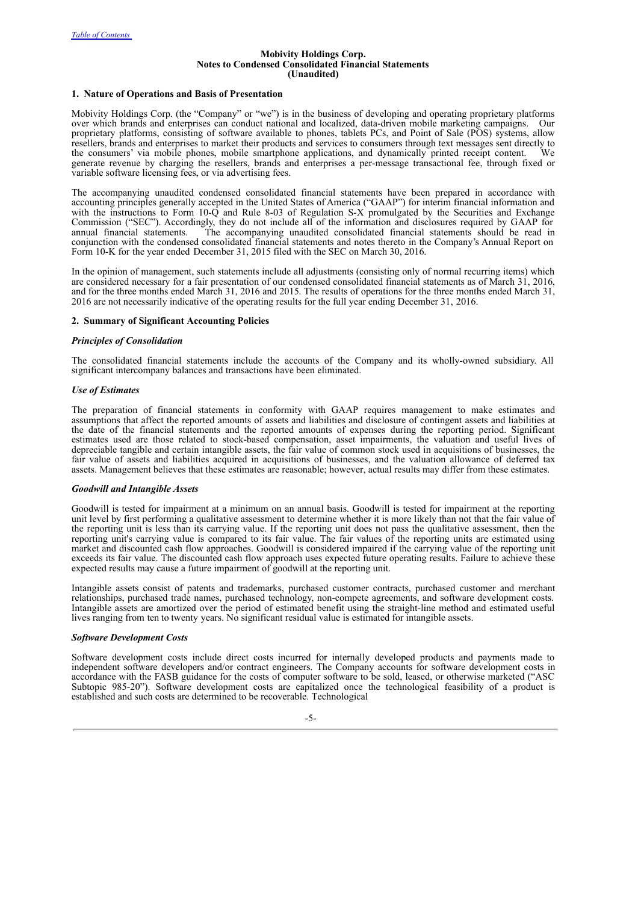**Mobivity Holdings Corp.**
**Notes to Condensed Consolidated Financial Statements**
**(Unaudited)**

**1. Nature of Operations and Basis of Presentation**

Mobivity Holdings Corp. (the "Company" or "we") is in the business of developing and operating proprietary platforms over which brands and enterprises can conduct national and localized, data-driven mobile marketing campaigns. Our proprietary platforms, consisting of software available to phones, tablets PCs, and Point of Sale (POS) systems, allow resellers, brands and enterprises to market their products and services to consumers through text messages sent directly to the consumers' via mobile phones, mobile smartphone applications, and dynamically printed receipt content. We generate revenue by charging the resellers, brands and enterprises a per-message transactional fee, through fixed or variable software licensing fees, or via advertising fees.

The accompanying unaudited condensed consolidated financial statements have been prepared in accordance with accounting principles generally accepted in the United States of America ("GAAP") for interim financial information and with the instructions to Form 10-Q and Rule 8-03 of Regulation S-X promulgated by the Securities and Exchange Commission ("SEC"). Accordingly, they do not include all of the information and disclosures required by GAAP for annual financial statements. The accompanying unaudited consolidated financial statements should be read in conjunction with the condensed consolidated financial statements and notes thereto in the Company's Annual Report on Form 10-K for the year ended December 31, 2015 filed with the SEC on March 30, 2016.

In the opinion of management, such statements include all adjustments (consisting only of normal recurring items) which are considered necessary for a fair presentation of our condensed consolidated financial statements as of March 31, 2016, and for the three months ended March 31, 2016 and 2015. The results of operations for the three months ended March 31, 2016 are not necessarily indicative of the operating results for the full year ending December 31, 2016.

**2. Summary of Significant Accounting Policies**

***Principles of Consolidation***

The consolidated financial statements include the accounts of the Company and its wholly-owned subsidiary. All significant intercompany balances and transactions have been eliminated.

***Use of Estimates***

The preparation of financial statements in conformity with GAAP requires management to make estimates and assumptions that affect the reported amounts of assets and liabilities and disclosure of contingent assets and liabilities at the date of the financial statements and the reported amounts of expenses during the reporting period. Significant estimates used are those related to stock-based compensation, asset impairments, the valuation and useful lives of depreciable tangible and certain intangible assets, the fair value of common stock used in acquisitions of businesses, the fair value of assets and liabilities acquired in acquisitions of businesses, and the valuation allowance of deferred tax assets. Management believes that these estimates are reasonable; however, actual results may differ from these estimates.

***Goodwill and Intangible Assets***

Goodwill is tested for impairment at a minimum on an annual basis. Goodwill is tested for impairment at the reporting unit level by first performing a qualitative assessment to determine whether it is more likely than not that the fair value of the reporting unit is less than its carrying value. If the reporting unit does not pass the qualitative assessment, then the reporting unit's carrying value is compared to its fair value. The fair values of the reporting units are estimated using market and discounted cash flow approaches. Goodwill is considered impaired if the carrying value of the reporting unit exceeds its fair value. The discounted cash flow approach uses expected future operating results. Failure to achieve these expected results may cause a future impairment of goodwill at the reporting unit.

Intangible assets consist of patents and trademarks, purchased customer contracts, purchased customer and merchant relationships, purchased trade names, purchased technology, non-compete agreements, and software development costs. Intangible assets are amortized over the period of estimated benefit using the straight-line method and estimated useful lives ranging from ten to twenty years. No significant residual value is estimated for intangible assets.

***Software Development Costs***

Software development costs include direct costs incurred for internally developed products and payments made to independent software developers and/or contract engineers. The Company accounts for software development costs in accordance with the FASB guidance for the costs of computer software to be sold, leased, or otherwise marketed ("ASC Subtopic 985-20"). Software development costs are capitalized once the technological feasibility of a product is established and such costs are determined to be recoverable. Technological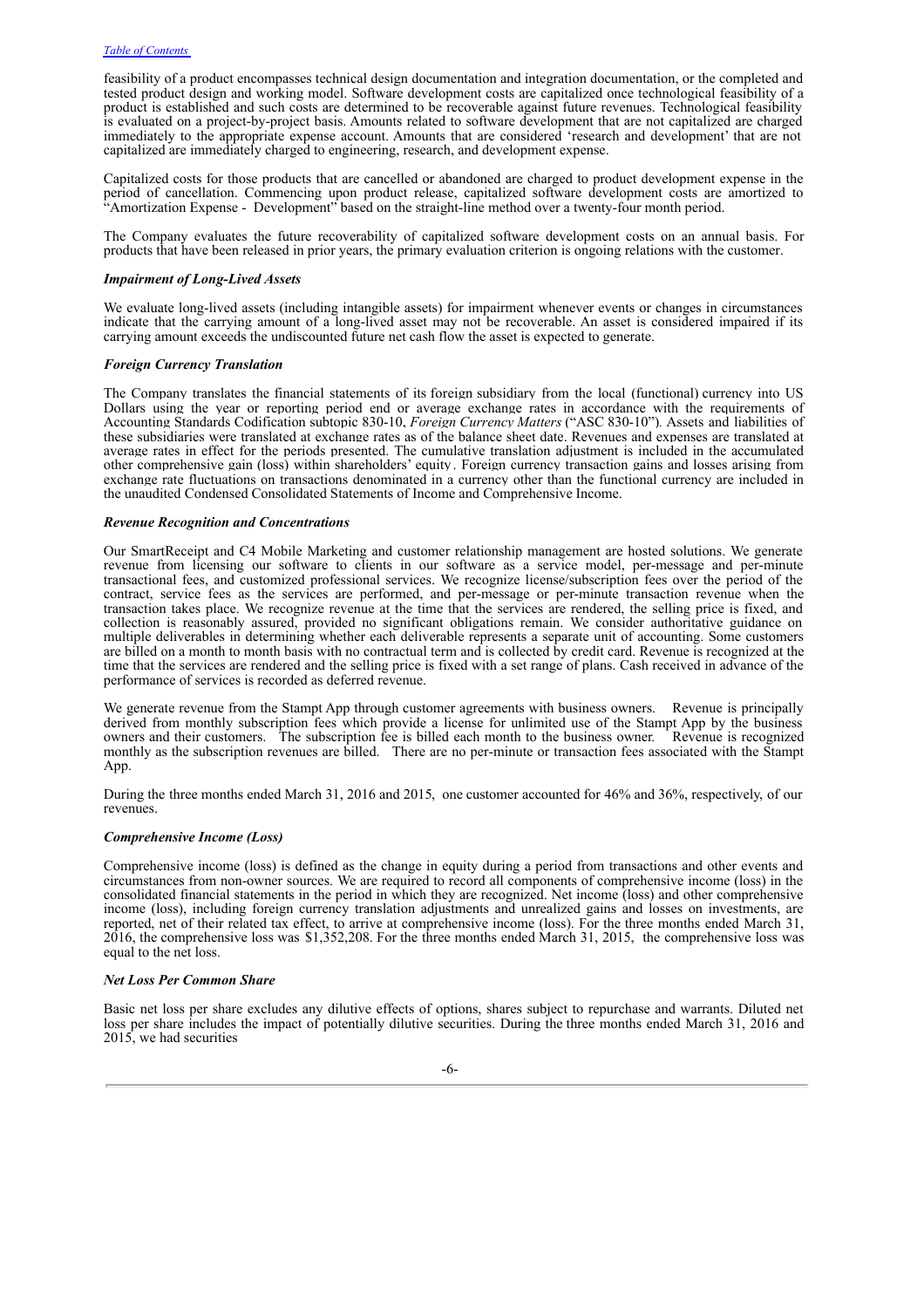feasibility of a product encompasses technical design documentation and integration documentation, or the completed and tested product design and working model. Software development costs are capitalized once technological feasibility of a product is established and such costs are determined to be recoverable against future revenues. Technological feasibility is evaluated on a project-by-project basis. Amounts related to software development that are not capitalized are charged immediately to the appropriate expense account. Amounts that are considered 'research and development' that are not capitalized are immediately charged to engineering, research, and development expense.

Capitalized costs for those products that are cancelled or abandoned are charged to product development expense in the period of cancellation. Commencing upon product release, capitalized software development costs are amortized to "Amortization Expense - Development" based on the straight-line method over a twenty-four month period.

The Company evaluates the future recoverability of capitalized software development costs on an annual basis. For products that have been released in prior years, the primary evaluation criterion is ongoing relations with the customer.

***Impairment of Long-Lived Assets***

We evaluate long-lived assets (including intangible assets) for impairment whenever events or changes in circumstances indicate that the carrying amount of a long-lived asset may not be recoverable. An asset is considered impaired if its carrying amount exceeds the undiscounted future net cash flow the asset is expected to generate.

***Foreign Currency Translation***

The Company translates the financial statements of its foreign subsidiary from the local (functional) currency into US Dollars using the year or reporting period end or average exchange rates in accordance with the requirements of Accounting Standards Codification subtopic 830-10, *Foreign Currency Matters* ("ASC 830-10"). Assets and liabilities of these subsidiaries were translated at exchange rates as of the balance sheet date. Revenues and expenses are translated at average rates in effect for the periods presented. The cumulative translation adjustment is included in the accumulated other comprehensive gain (loss) within shareholders' equity. Foreign currency transaction gains and losses arising from exchange rate fluctuations on transactions denominated in a currency other than the functional currency are included in the unaudited Condensed Consolidated Statements of Income and Comprehensive Income.

***Revenue Recognition and Concentrations***

Our SmartReceipt and C4 Mobile Marketing and customer relationship management are hosted solutions. We generate revenue from licensing our software to clients in our software as a service model, per-message and per-minute transactional fees, and customized professional services. We recognize license/subscription fees over the period of the contract, service fees as the services are performed, and per-message or per-minute transaction revenue when the transaction takes place. We recognize revenue at the time that the services are rendered, the selling price is fixed, and collection is reasonably assured, provided no significant obligations remain. We consider authoritative guidance on multiple deliverables in determining whether each deliverable represents a separate unit of accounting. Some customers are billed on a month to month basis with no contractual term and is collected by credit card. Revenue is recognized at the time that the services are rendered and the selling price is fixed with a set range of plans. Cash received in advance of the performance of services is recorded as deferred revenue.

We generate revenue from the Stampt App through customer agreements with business owners. Revenue is principally derived from monthly subscription fees which provide a license for unlimited use of the Stampt App by the business owners and their customers. The subscription fee is billed each month to the business owner. Revenue is recognized monthly as the subscription revenues are billed. There are no per-minute or transaction fees associated with the Stampt App.

During the three months ended March 31, 2016 and 2015, one customer accounted for 46% and 36%, respectively, of our revenues.

***Comprehensive Income (Loss)***

Comprehensive income (loss) is defined as the change in equity during a period from transactions and other events and circumstances from non-owner sources. We are required to record all components of comprehensive income (loss) in the consolidated financial statements in the period in which they are recognized. Net income (loss) and other comprehensive income (loss), including foreign currency translation adjustments and unrealized gains and losses on investments, are reported, net of their related tax effect, to arrive at comprehensive income (loss). For the three months ended March 31, 2016, the comprehensive loss was $1,352,208. For the three months ended March 31, 2015, the comprehensive loss was equal to the net loss.

***Net Loss Per Common Share***

Basic net loss per share excludes any dilutive effects of options, shares subject to repurchase and warrants. Diluted net loss per share includes the impact of potentially dilutive securities. During the three months ended March 31, 2016 and 2015, we had securities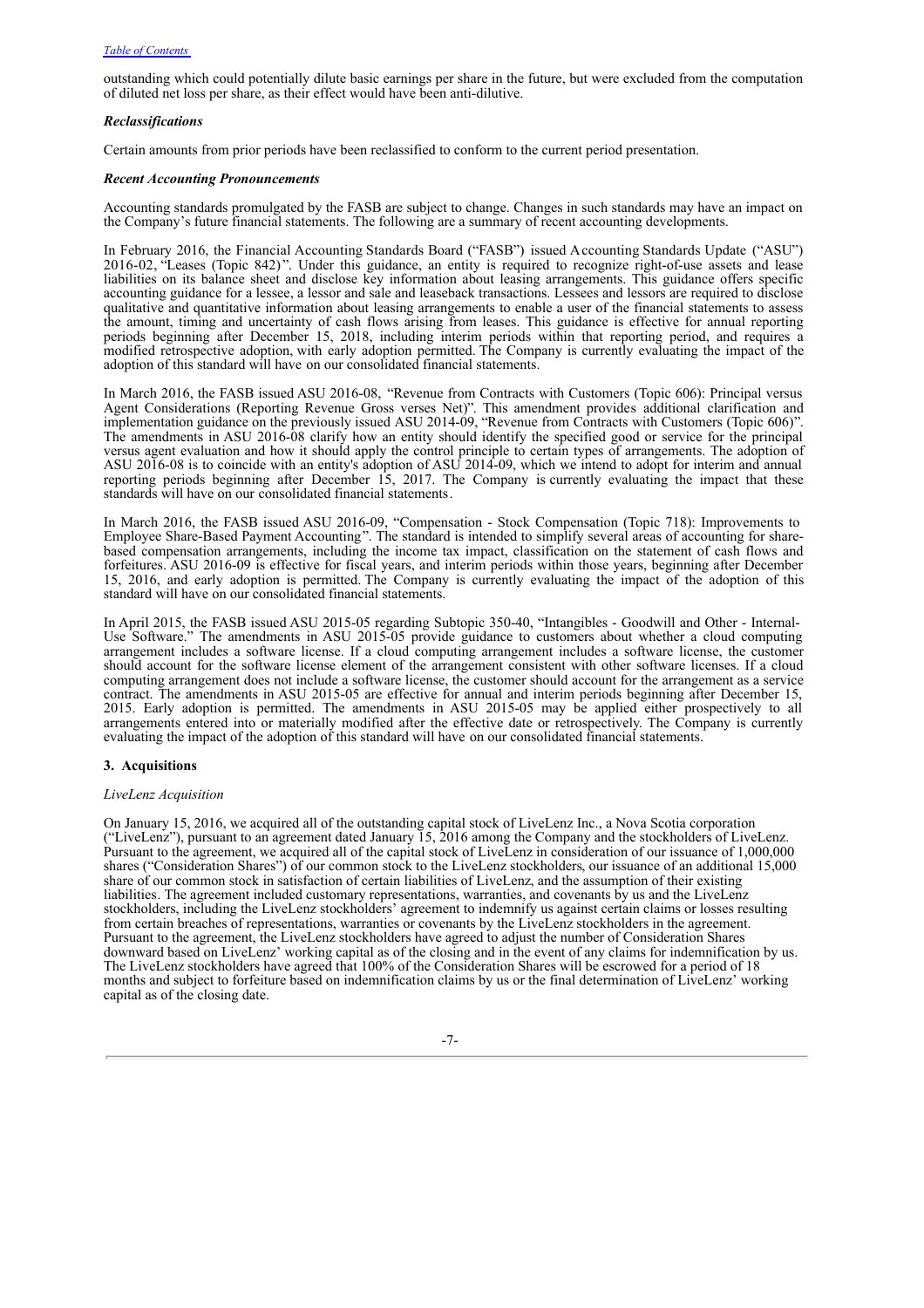outstanding which could potentially dilute basic earnings per share in the future, but were excluded from the computation of diluted net loss per share, as their effect would have been anti-dilutive.

***Reclassifications***

Certain amounts from prior periods have been reclassified to conform to the current period presentation.

***Recent Accounting Pronouncements***

Accounting standards promulgated by the FASB are subject to change. Changes in such standards may have an impact on the Company's future financial statements. The following are a summary of recent accounting developments.

In February 2016, the Financial Accounting Standards Board ("FASB") issued Accounting Standards Update ("ASU") 2016-02, "Leases (Topic 842)". Under this guidance, an entity is required to recognize right-of-use assets and lease liabilities on its balance sheet and disclose key information about leasing arrangements. This guidance offers specific accounting guidance for a lessee, a lessor and sale and leaseback transactions. Lessees and lessors are required to disclose qualitative and quantitative information about leasing arrangements to enable a user of the financial statements to assess the amount, timing and uncertainty of cash flows arising from leases. This guidance is effective for annual reporting periods beginning after December 15, 2018, including interim periods within that reporting period, and requires a modified retrospective adoption, with early adoption permitted. The Company is currently evaluating the impact of the adoption of this standard will have on our consolidated financial statements.

In March 2016, the FASB issued ASU 2016-08, "Revenue from Contracts with Customers (Topic 606): Principal versus Agent Considerations (Reporting Revenue Gross verses Net)". This amendment provides additional clarification and implementation guidance on the previously issued ASU 2014-09, "Revenue from Contracts with Customers (Topic 606)". The amendments in ASU 2016-08 clarify how an entity should identify the specified good or service for the principal versus agent evaluation and how it should apply the control principle to certain types of arrangements. The adoption of ASU 2016-08 is to coincide with an entity's adoption of ASU 2014-09, which we intend to adopt for interim and annual reporting periods beginning after December 15, 2017. The Company is currently evaluating the impact that these standards will have on our consolidated financial statements.

In March 2016, the FASB issued ASU 2016-09, "Compensation - Stock Compensation (Topic 718): Improvements to Employee Share-Based Payment Accounting". The standard is intended to simplify several areas of accounting for share-based compensation arrangements, including the income tax impact, classification on the statement of cash flows and forfeitures. ASU 2016-09 is effective for fiscal years, and interim periods within those years, beginning after December 15, 2016, and early adoption is permitted. The Company is currently evaluating the impact of the adoption of this standard will have on our consolidated financial statements.

In April 2015, the FASB issued ASU 2015-05 regarding Subtopic 350-40, "Intangibles - Goodwill and Other - Internal-Use Software." The amendments in ASU 2015-05 provide guidance to customers about whether a cloud computing arrangement includes a software license. If a cloud computing arrangement includes a software license, the customer should account for the software license element of the arrangement consistent with other software licenses. If a cloud computing arrangement does not include a software license, the customer should account for the arrangement as a service contract. The amendments in ASU 2015-05 are effective for annual and interim periods beginning after December 15, 2015. Early adoption is permitted. The amendments in ASU 2015-05 may be applied either prospectively to all arrangements entered into or materially modified after the effective date or retrospectively. The Company is currently evaluating the impact of the adoption of this standard will have on our consolidated financial statements.

**3. Acquisitions**

*LiveLenz Acquisition*

On January 15, 2016, we acquired all of the outstanding capital stock of LiveLenz Inc., a Nova Scotia corporation ("LiveLenz"), pursuant to an agreement dated January 15, 2016 among the Company and the stockholders of LiveLenz. Pursuant to the agreement, we acquired all of the capital stock of LiveLenz in consideration of our issuance of 1,000,000 shares ("Consideration Shares") of our common stock to the LiveLenz stockholders, our issuance of an additional 15,000 share of our common stock in satisfaction of certain liabilities of LiveLenz, and the assumption of their existing liabilities. The agreement included customary representations, warranties, and covenants by us and the LiveLenz stockholders, including the LiveLenz stockholders' agreement to indemnify us against certain claims or losses resulting from certain breaches of representations, warranties or covenants by the LiveLenz stockholders in the agreement. Pursuant to the agreement, the LiveLenz stockholders have agreed to adjust the number of Consideration Shares downward based on LiveLenz' working capital as of the closing and in the event of any claims for indemnification by us. The LiveLenz stockholders have agreed that 100% of the Consideration Shares will be escrowed for a period of 18 months and subject to forfeiture based on indemnification claims by us or the final determination of LiveLenz' working capital as of the closing date.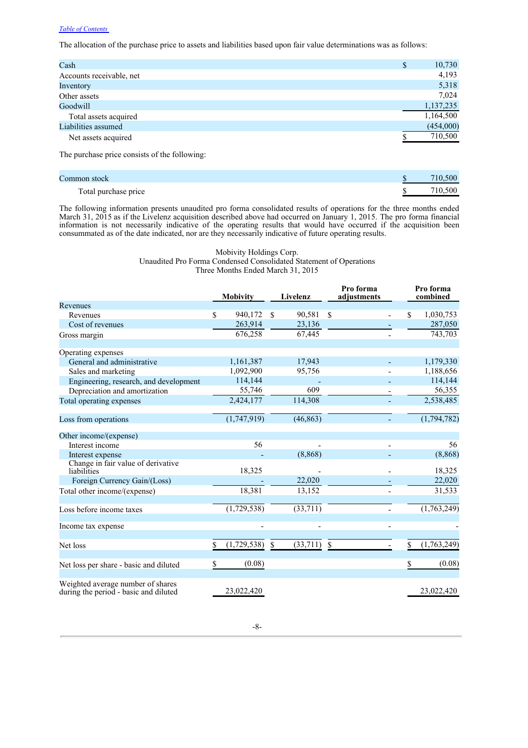*Table of Contents*

The allocation of the purchase price to assets and liabilities based upon fair value determinations was as follows:

| | |
|---|---|
| Cash | $ 10,730 |
| Accounts receivable, net | 4,193 |
| Inventory | 5,318 |
| Other assets | 7,024 |
| Goodwill | 1,137,235 |
| Total assets acquired | 1,164,500 |
| Liabilities assumed | (454,000) |
| Net assets acquired | $ 710,500 |

The purchase price consists of the following:

| | |
|---|---|
| Common stock | $ 710,500 |
| Total purchase price | $ 710,500 |

The following information presents unaudited pro forma consolidated results of operations for the three months ended March 31, 2015 as if the Livelenz acquisition described above had occurred on January 1, 2015. The pro forma financial information is not necessarily indicative of the operating results that would have occurred if the acquisition been consummated as of the date indicated, nor are they necessarily indicative of future operating results.

Mobivity Holdings Corp.
Unaudited Pro Forma Condensed Consolidated Statement of Operations
Three Months Ended March 31, 2015

| | Mobivity | Livelenz | Pro forma adjustments | Pro forma combined |
|---|---|---|---|---|
| Revenues | | | | |
| Revenues | $ 940,172 | $ 90,581 | $ - | $ 1,030,753 |
| Cost of revenues | 263,914 | 23,136 | - | 287,050 |
| Gross margin | 676,258 | 67,445 | - | 743,703 |
| | | | | |
| Operating expenses | | | | |
| General and administrative | 1,161,387 | 17,943 | - | 1,179,330 |
| Sales and marketing | 1,092,900 | 95,756 | - | 1,188,656 |
| Engineering, research, and development | 114,144 | - | - | 114,144 |
| Depreciation and amortization | 55,746 | 609 | - | 56,355 |
| Total operating expenses | 2,424,177 | 114,308 | - | 2,538,485 |
| | | | | |
| Loss from operations | (1,747,919) | (46,863) | - | (1,794,782) |
| | | | | |
| Other income/(expense) | | | | |
| Interest income | 56 | - | - | 56 |
| Interest expense | - | (8,868) | - | (8,868) |
| Change in fair value of derivative liabilities | 18,325 | - | - | 18,325 |
| Foreign Currency Gain/(Loss) | - | 22,020 | - | 22,020 |
| Total other income/(expense) | 18,381 | 13,152 | - | 31,533 |
| | | | | |
| Loss before income taxes | (1,729,538) | (33,711) | - | (1,763,249) |
| | | | | |
| Income tax expense | - | - | - | - |
| | | | | |
| Net loss | $ (1,729,538) | $ (33,711) | $ - | $ (1,763,249) |
| | | | | |
| Net loss per share - basic and diluted | $ (0.08) | | | $ (0.08) |
| | | | | |
| Weighted average number of shares during the period - basic and diluted | 23,022,420 | | | 23,022,420 |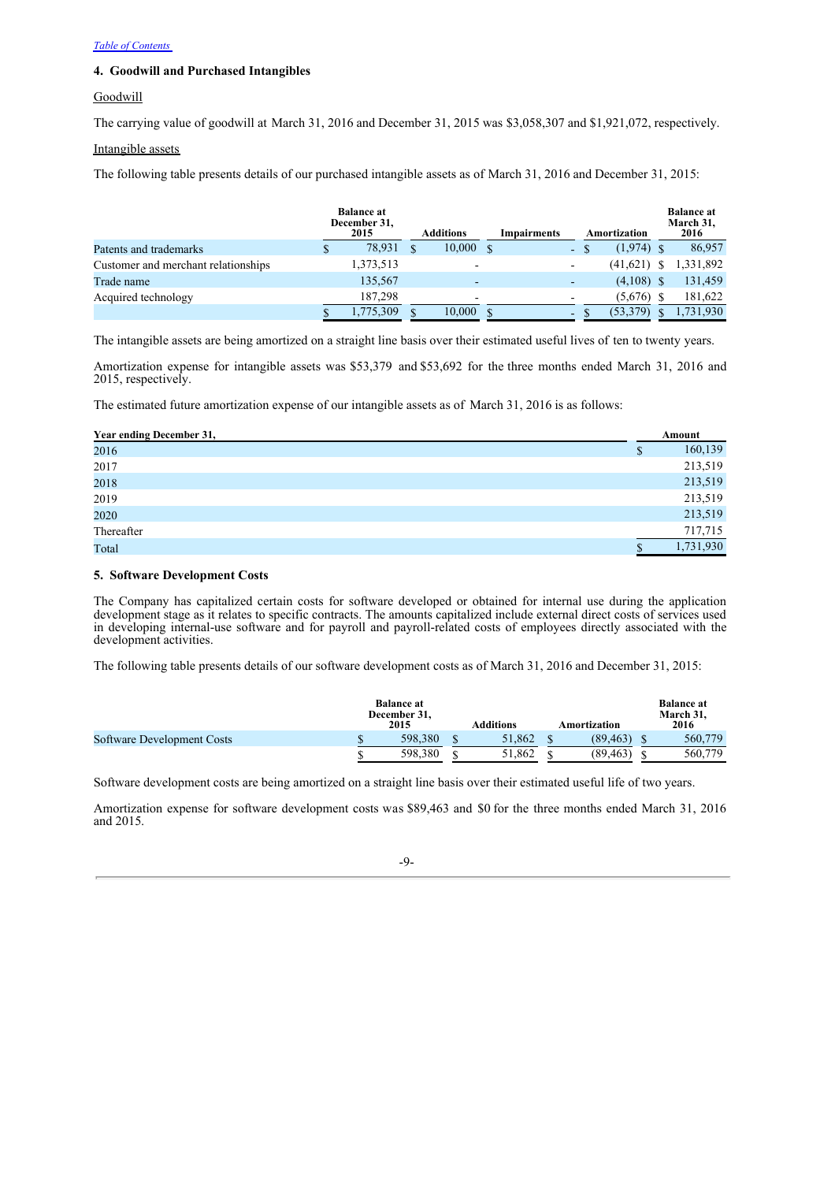[Table of Contents](#)

### 4. Goodwill and Purchased Intangibles

Goodwill

The carrying value of goodwill at March 31, 2016 and December 31, 2015 was $3,058,307 and $1,921,072, respectively.

Intangible assets

The following table presents details of our purchased intangible assets as of March 31, 2016 and December 31, 2015:

| | Balance at December 31, 2015 | Additions | Impairments | Amortization | Balance at March 31, 2016 |
|---|---|---|---|---|---|
| Patents and trademarks | $ 78,931 | $ 10,000 | $ - | $ (1,974) | $ 86,957 |
| Customer and merchant relationships | 1,373,513 | - | - | (41,621) | $ 1,331,892 |
| Trade name | 135,567 | - | - | (4,108) | $ 131,459 |
| Acquired technology | 187,298 | - | - | (5,676) | $ 181,622 |
| | $ 1,775,309 | $ 10,000 | $ - | $ (53,379) | $ 1,731,930 |

The intangible assets are being amortized on a straight line basis over their estimated useful lives of ten to twenty years.

Amortization expense for intangible assets was $53,379 and $53,692 for the three months ended March 31, 2016 and 2015, respectively.

The estimated future amortization expense of our intangible assets as of March 31, 2016 is as follows:

| Year ending December 31, | Amount |
|---|---|
| 2016 | $ 160,139 |
| 2017 | 213,519 |
| 2018 | 213,519 |
| 2019 | 213,519 |
| 2020 | 213,519 |
| Thereafter | 717,715 |
| Total | $ 1,731,930 |

### 5. Software Development Costs

The Company has capitalized certain costs for software developed or obtained for internal use during the application development stage as it relates to specific contracts. The amounts capitalized include external direct costs of services used in developing internal-use software and for payroll and payroll-related costs of employees directly associated with the development activities.

The following table presents details of our software development costs as of March 31, 2016 and December 31, 2015:

| | Balance at December 31, 2015 | Additions | Amortization | Balance at March 31, 2016 |
|---|---|---|---|---|
| Software Development Costs | $ 598,380 | $ 51,862 | $ (89,463) | $ 560,779 |
| | $ 598,380 | $ 51,862 | $ (89,463) | $ 560,779 |

Software development costs are being amortized on a straight line basis over their estimated useful life of two years.

Amortization expense for software development costs was $89,463 and $0 for the three months ended March 31, 2016 and 2015.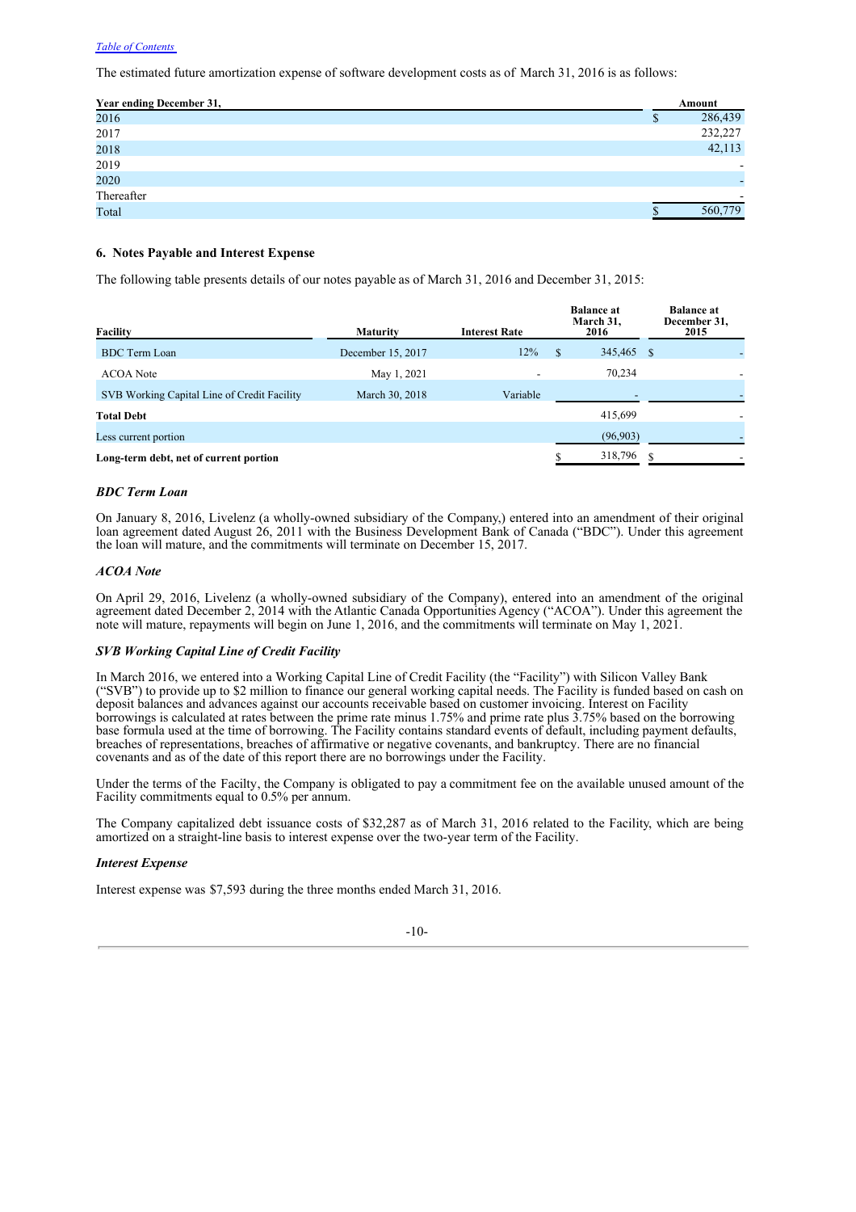The estimated future amortization expense of software development costs as of March 31, 2016 is as follows:

| Year ending December 31, | Amount |
|---|---|
| 2016 | $ 286,439 |
| 2017 | 232,227 |
| 2018 | 42,113 |
| 2019 | - |
| 2020 | - |
| Thereafter | - |
| Total | $ 560,779 |

### 6. Notes Payable and Interest Expense

The following table presents details of our notes payable as of March 31, 2016 and December 31, 2015:

| Facility | Maturity | Interest Rate | Balance at March 31, 2016 | Balance at December 31, 2015 |
|---|---|---|---|---|
| BDC Term Loan | December 15, 2017 | 12% | $ 345,465 | $ - |
| ACOA Note | May 1, 2021 | - | 70,234 | - |
| SVB Working Capital Line of Credit Facility | March 30, 2018 | Variable | - | - |
| **Total Debt** | | | 415,699 | - |
| Less current portion | | | (96,903) | - |
| **Long-term debt, net of current portion** | | | $ 318,796 | $ - |

#### *BDC Term Loan*

On January 8, 2016, Livelenz (a wholly-owned subsidiary of the Company,) entered into an amendment of their original loan agreement dated August 26, 2011 with the Business Development Bank of Canada ("BDC"). Under this agreement the loan will mature, and the commitments will terminate on December 15, 2017.

#### *ACOA Note*

On April 29, 2016, Livelenz (a wholly-owned subsidiary of the Company), entered into an amendment of the original agreement dated December 2, 2014 with the Atlantic Canada Opportunities Agency ("ACOA"). Under this agreement the note will mature, repayments will begin on June 1, 2016, and the commitments will terminate on May 1, 2021.

#### *SVB Working Capital Line of Credit Facility*

In March 2016, we entered into a Working Capital Line of Credit Facility (the "Facility") with Silicon Valley Bank ("SVB") to provide up to $2 million to finance our general working capital needs. The Facility is funded based on cash on deposit balances and advances against our accounts receivable based on customer invoicing. Interest on Facility borrowings is calculated at rates between the prime rate minus 1.75% and prime rate plus 3.75% based on the borrowing base formula used at the time of borrowing. The Facility contains standard events of default, including payment defaults, breaches of representations, breaches of affirmative or negative covenants, and bankruptcy. There are no financial covenants and as of the date of this report there are no borrowings under the Facility.

Under the terms of the Facilty, the Company is obligated to pay a commitment fee on the available unused amount of the Facility commitments equal to 0.5% per annum.

The Company capitalized debt issuance costs of $32,287 as of March 31, 2016 related to the Facility, which are being amortized on a straight-line basis to interest expense over the two-year term of the Facility.

#### *Interest Expense*

Interest expense was $7,593 during the three months ended March 31, 2016.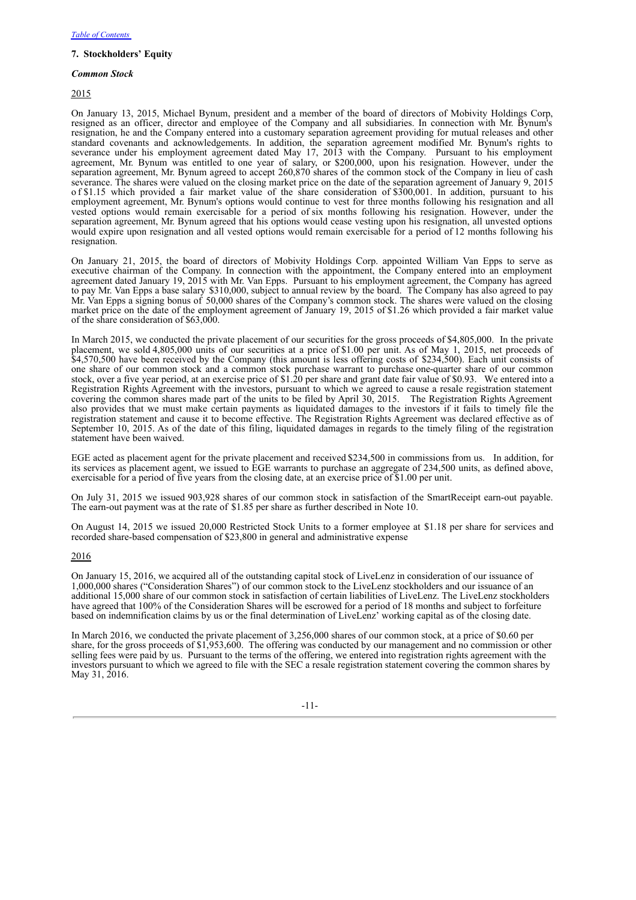[Table of Contents](#)

### 7. Stockholders' Equity

***Common Stock***

2015

On January 13, 2015, Michael Bynum, president and a member of the board of directors of Mobivity Holdings Corp, resigned as an officer, director and employee of the Company and all subsidiaries. In connection with Mr. Bynum's resignation, he and the Company entered into a customary separation agreement providing for mutual releases and other standard covenants and acknowledgements. In addition, the separation agreement modified Mr. Bynum's rights to severance under his employment agreement dated May 17, 2013 with the Company. Pursuant to his employment agreement, Mr. Bynum was entitled to one year of salary, or $200,000, upon his resignation. However, under the separation agreement, Mr. Bynum agreed to accept 260,870 shares of the common stock of the Company in lieu of cash severance. The shares were valued on the closing market price on the date of the separation agreement of January 9, 2015 of $1.15 which provided a fair market value of the share consideration of $300,001. In addition, pursuant to his employment agreement, Mr. Bynum's options would continue to vest for three months following his resignation and all vested options would remain exercisable for a period of six months following his resignation. However, under the separation agreement, Mr. Bynum agreed that his options would cease vesting upon his resignation, all unvested options would expire upon resignation and all vested options would remain exercisable for a period of 12 months following his resignation.

On January 21, 2015, the board of directors of Mobivity Holdings Corp. appointed William Van Epps to serve as executive chairman of the Company. In connection with the appointment, the Company entered into an employment agreement dated January 19, 2015 with Mr. Van Epps. Pursuant to his employment agreement, the Company has agreed to pay Mr. Van Epps a base salary $310,000, subject to annual review by the board. The Company has also agreed to pay Mr. Van Epps a signing bonus of 50,000 shares of the Company's common stock. The shares were valued on the closing market price on the date of the employment agreement of January 19, 2015 of $1.26 which provided a fair market value of the share consideration of $63,000.

In March 2015, we conducted the private placement of our securities for the gross proceeds of $4,805,000. In the private placement, we sold 4,805,000 units of our securities at a price of $1.00 per unit. As of May 1, 2015, net proceeds of $4,570,500 have been received by the Company (this amount is less offering costs of $234,500). Each unit consists of one share of our common stock and a common stock purchase warrant to purchase one-quarter share of our common stock, over a five year period, at an exercise price of $1.20 per share and grant date fair value of $0.93. We entered into a Registration Rights Agreement with the investors, pursuant to which we agreed to cause a resale registration statement covering the common shares made part of the units to be filed by April 30, 2015. The Registration Rights Agreement also provides that we must make certain payments as liquidated damages to the investors if it fails to timely file the registration statement and cause it to become effective. The Registration Rights Agreement was declared effective as of September 10, 2015. As of the date of this filing, liquidated damages in regards to the timely filing of the registration statement have been waived.

EGE acted as placement agent for the private placement and received $234,500 in commissions from us. In addition, for its services as placement agent, we issued to EGE warrants to purchase an aggregate of 234,500 units, as defined above, exercisable for a period of five years from the closing date, at an exercise price of $1.00 per unit.

On July 31, 2015 we issued 903,928 shares of our common stock in satisfaction of the SmartReceipt earn-out payable. The earn-out payment was at the rate of $1.85 per share as further described in Note 10.

On August 14, 2015 we issued 20,000 Restricted Stock Units to a former employee at $1.18 per share for services and recorded share-based compensation of $23,800 in general and administrative expense

2016

On January 15, 2016, we acquired all of the outstanding capital stock of LiveLenz in consideration of our issuance of 1,000,000 shares ("Consideration Shares") of our common stock to the LiveLenz stockholders and our issuance of an additional 15,000 share of our common stock in satisfaction of certain liabilities of LiveLenz. The LiveLenz stockholders have agreed that 100% of the Consideration Shares will be escrowed for a period of 18 months and subject to forfeiture based on indemnification claims by us or the final determination of LiveLenz' working capital as of the closing date.

In March 2016, we conducted the private placement of 3,256,000 shares of our common stock, at a price of $0.60 per share, for the gross proceeds of $1,953,600. The offering was conducted by our management and no commission or other selling fees were paid by us. Pursuant to the terms of the offering, we entered into registration rights agreement with the investors pursuant to which we agreed to file with the SEC a resale registration statement covering the common shares by May 31, 2016.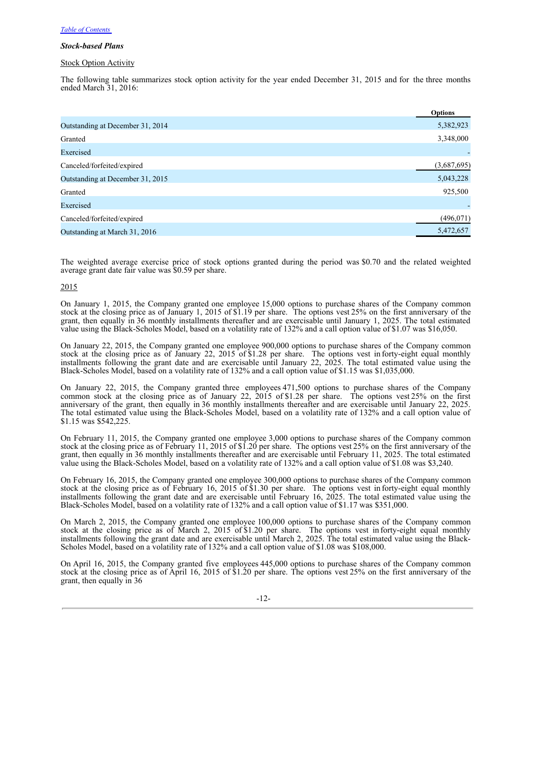***Stock-based Plans***

Stock Option Activity

The following table summarizes stock option activity for the year ended December 31, 2015 and for the three months ended March 31, 2016:

| | **Options** |
|---|---|
| Outstanding at December 31, 2014 | 5,382,923 |
| Granted | 3,348,000 |
| Exercised | - |
| Canceled/forfeited/expired | (3,687,695) |
| Outstanding at December 31, 2015 | 5,043,228 |
| Granted | 925,500 |
| Exercised | - |
| Canceled/forfeited/expired | (496,071) |
| Outstanding at March 31, 2016 | 5,472,657 |

The weighted average exercise price of stock options granted during the period was $0.70 and the related weighted average grant date fair value was $0.59 per share.

2015

On January 1, 2015, the Company granted one employee 15,000 options to purchase shares of the Company common stock at the closing price as of January 1, 2015 of $1.19 per share. The options vest 25% on the first anniversary of the grant, then equally in 36 monthly installments thereafter and are exercisable until January 1, 2025. The total estimated value using the Black-Scholes Model, based on a volatility rate of 132% and a call option value of $1.07 was $16,050.

On January 22, 2015, the Company granted one employee 900,000 options to purchase shares of the Company common stock at the closing price as of January 22, 2015 of $1.28 per share. The options vest in forty-eight equal monthly installments following the grant date and are exercisable until January 22, 2025. The total estimated value using the Black-Scholes Model, based on a volatility rate of 132% and a call option value of $1.15 was $1,035,000.

On January 22, 2015, the Company granted three employees 471,500 options to purchase shares of the Company common stock at the closing price as of January 22, 2015 of $1.28 per share. The options vest 25% on the first anniversary of the grant, then equally in 36 monthly installments thereafter and are exercisable until January 22, 2025. The total estimated value using the Black-Scholes Model, based on a volatility rate of 132% and a call option value of $1.15 was $542,225.

On February 11, 2015, the Company granted one employee 3,000 options to purchase shares of the Company common stock at the closing price as of February 11, 2015 of $1.20 per share. The options vest 25% on the first anniversary of the grant, then equally in 36 monthly installments thereafter and are exercisable until February 11, 2025. The total estimated value using the Black-Scholes Model, based on a volatility rate of 132% and a call option value of $1.08 was $3,240.

On February 16, 2015, the Company granted one employee 300,000 options to purchase shares of the Company common stock at the closing price as of February 16, 2015 of $1.30 per share. The options vest in forty-eight equal monthly installments following the grant date and are exercisable until February 16, 2025. The total estimated value using the Black-Scholes Model, based on a volatility rate of 132% and a call option value of $1.17 was $351,000.

On March 2, 2015, the Company granted one employee 100,000 options to purchase shares of the Company common stock at the closing price as of March 2, 2015 of $1.20 per share. The options vest in forty-eight equal monthly installments following the grant date and are exercisable until March 2, 2025. The total estimated value using the Black-Scholes Model, based on a volatility rate of 132% and a call option value of $1.08 was $108,000.

On April 16, 2015, the Company granted five employees 445,000 options to purchase shares of the Company common stock at the closing price as of April 16, 2015 of $1.20 per share. The options vest 25% on the first anniversary of the grant, then equally in 36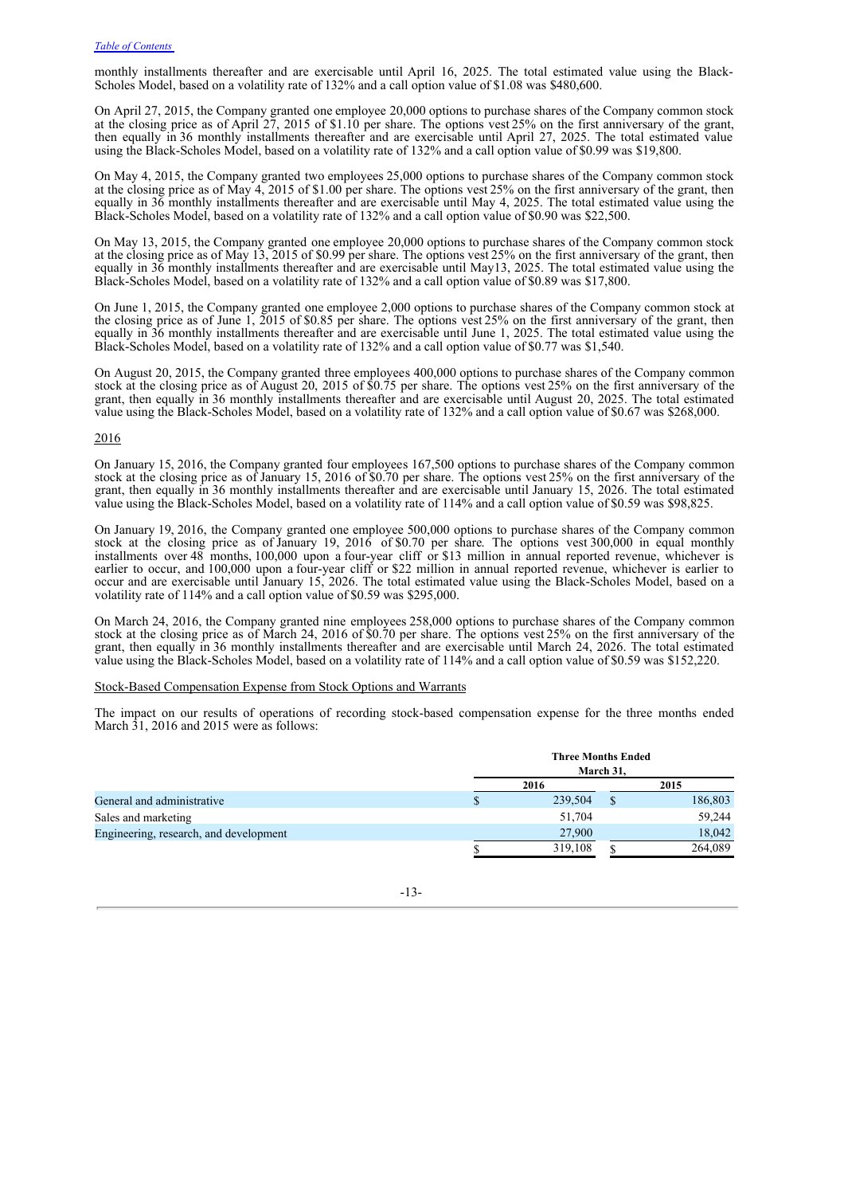monthly installments thereafter and are exercisable until April 16, 2025. The total estimated value using the Black-Scholes Model, based on a volatility rate of 132% and a call option value of $1.08 was $480,600.

On April 27, 2015, the Company granted one employee 20,000 options to purchase shares of the Company common stock at the closing price as of April 27, 2015 of $1.10 per share. The options vest 25% on the first anniversary of the grant, then equally in 36 monthly installments thereafter and are exercisable until April 27, 2025. The total estimated value using the Black-Scholes Model, based on a volatility rate of 132% and a call option value of $0.99 was $19,800.

On May 4, 2015, the Company granted two employees 25,000 options to purchase shares of the Company common stock at the closing price as of May 4, 2015 of $1.00 per share. The options vest 25% on the first anniversary of the grant, then equally in 36 monthly installments thereafter and are exercisable until May 4, 2025. The total estimated value using the Black-Scholes Model, based on a volatility rate of 132% and a call option value of $0.90 was $22,500.

On May 13, 2015, the Company granted one employee 20,000 options to purchase shares of the Company common stock at the closing price as of May 13, 2015 of $0.99 per share. The options vest 25% on the first anniversary of the grant, then equally in 36 monthly installments thereafter and are exercisable until May13, 2025. The total estimated value using the Black-Scholes Model, based on a volatility rate of 132% and a call option value of $0.89 was $17,800.

On June 1, 2015, the Company granted one employee 2,000 options to purchase shares of the Company common stock at the closing price as of June 1, 2015 of $0.85 per share. The options vest 25% on the first anniversary of the grant, then equally in 36 monthly installments thereafter and are exercisable until June 1, 2025. The total estimated value using the Black-Scholes Model, based on a volatility rate of 132% and a call option value of $0.77 was $1,540.

On August 20, 2015, the Company granted three employees 400,000 options to purchase shares of the Company common stock at the closing price as of August 20, 2015 of $0.75 per share. The options vest 25% on the first anniversary of the grant, then equally in 36 monthly installments thereafter and are exercisable until August 20, 2025. The total estimated value using the Black-Scholes Model, based on a volatility rate of 132% and a call option value of $0.67 was $268,000.

2016

On January 15, 2016, the Company granted four employees 167,500 options to purchase shares of the Company common stock at the closing price as of January 15, 2016 of $0.70 per share. The options vest 25% on the first anniversary of the grant, then equally in 36 monthly installments thereafter and are exercisable until January 15, 2026. The total estimated value using the Black-Scholes Model, based on a volatility rate of 114% and a call option value of $0.59 was $98,825.

On January 19, 2016, the Company granted one employee 500,000 options to purchase shares of the Company common stock at the closing price as of January 19, 2016 of $0.70 per share. The options vest 300,000 in equal monthly installments over 48 months, 100,000 upon a four-year cliff or $13 million in annual reported revenue, whichever is earlier to occur, and 100,000 upon a four-year cliff or $22 million in annual reported revenue, whichever is earlier to occur and are exercisable until January 15, 2026. The total estimated value using the Black-Scholes Model, based on a volatility rate of 114% and a call option value of $0.59 was $295,000.

On March 24, 2016, the Company granted nine employees 258,000 options to purchase shares of the Company common stock at the closing price as of March 24, 2016 of $0.70 per share. The options vest 25% on the first anniversary of the grant, then equally in 36 monthly installments thereafter and are exercisable until March 24, 2026. The total estimated value using the Black-Scholes Model, based on a volatility rate of 114% and a call option value of $0.59 was $152,220.

Stock-Based Compensation Expense from Stock Options and Warrants

The impact on our results of operations of recording stock-based compensation expense for the three months ended March 31, 2016 and 2015 were as follows:

| | Three Months Ended March 31, | |
|---|---|---|
| | 2016 | 2015 |
| General and administrative | $ 239,504 | $ 186,803 |
| Sales and marketing | 51,704 | 59,244 |
| Engineering, research, and development | 27,900 | 18,042 |
| | $ 319,108 | $ 264,089 |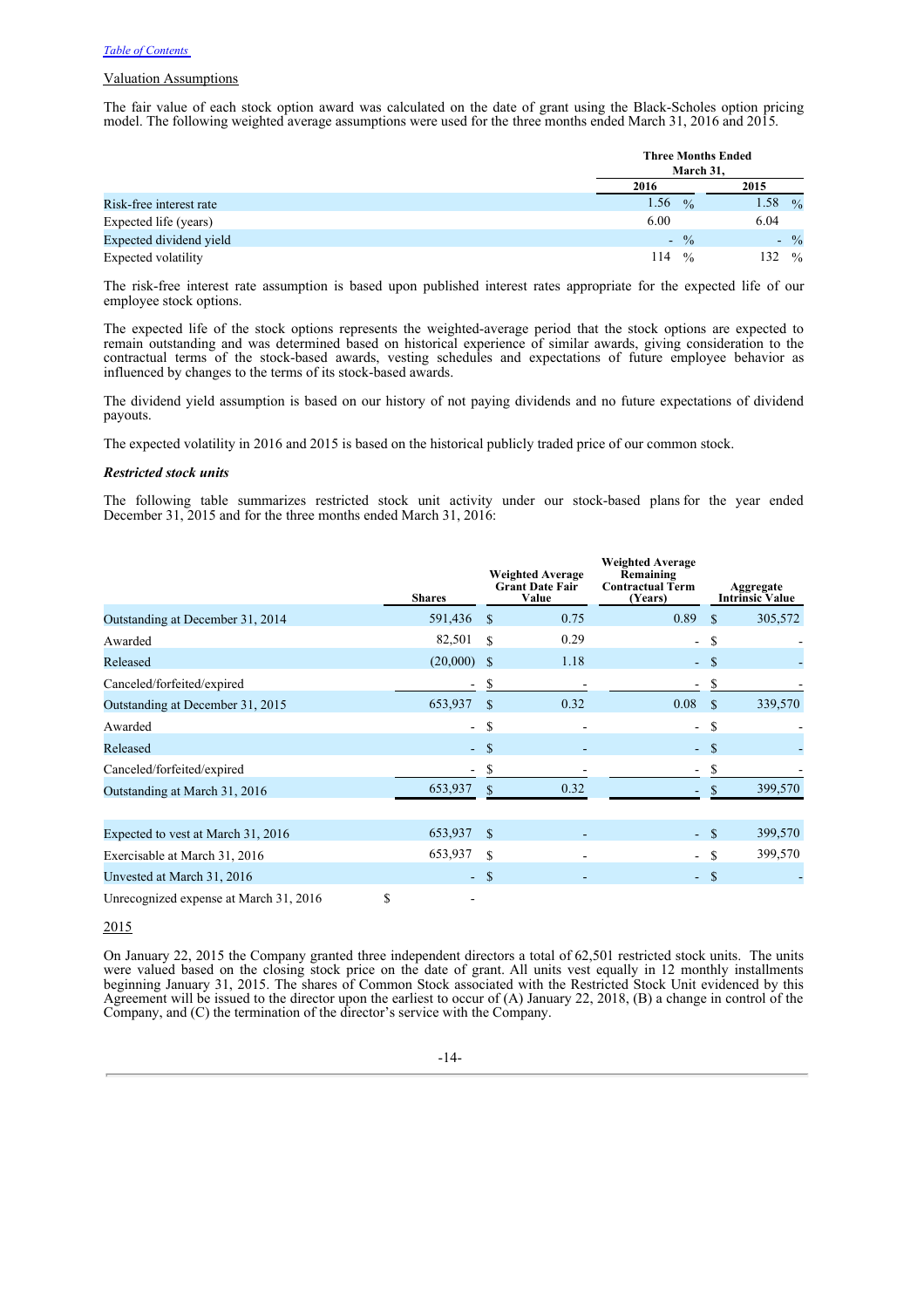Valuation Assumptions

The fair value of each stock option award was calculated on the date of grant using the Black-Scholes option pricing model. The following weighted average assumptions were used for the three months ended March 31, 2016 and 2015.

| | Three Months Ended March 31, | |
|---|---|---|
| | 2016 | 2015 |
| Risk-free interest rate | 1.56 % | 1.58 % |
| Expected life (years) | 6.00 | 6.04 |
| Expected dividend yield | - % | - % |
| Expected volatility | 114 % | 132 % |

The risk-free interest rate assumption is based upon published interest rates appropriate for the expected life of our employee stock options.

The expected life of the stock options represents the weighted-average period that the stock options are expected to remain outstanding and was determined based on historical experience of similar awards, giving consideration to the contractual terms of the stock-based awards, vesting schedules and expectations of future employee behavior as influenced by changes to the terms of its stock-based awards.

The dividend yield assumption is based on our history of not paying dividends and no future expectations of dividend payouts.

The expected volatility in 2016 and 2015 is based on the historical publicly traded price of our common stock.

***Restricted stock units***

The following table summarizes restricted stock unit activity under our stock-based plans for the year ended December 31, 2015 and for the three months ended March 31, 2016:

| | Shares | Weighted Average Grant Date Fair Value | Weighted Average Remaining Contractual Term (Years) | Aggregate Intrinsic Value |
|---|---|---|---|---|
| Outstanding at December 31, 2014 | 591,436 | $ 0.75 | 0.89 | $ 305,572 |
| Awarded | 82,501 | $ 0.29 | - | $ - |
| Released | (20,000) | $ 1.18 | - | $ - |
| Canceled/forfeited/expired | - | $ - | - | $ - |
| Outstanding at December 31, 2015 | 653,937 | $ 0.32 | 0.08 | $ 339,570 |
| Awarded | - | $ - | - | $ - |
| Released | - | $ - | - | $ - |
| Canceled/forfeited/expired | - | $ - | - | $ - |
| Outstanding at March 31, 2016 | 653,937 | $ 0.32 | - | $ 399,570 |
| | | | | |
| Expected to vest at March 31, 2016 | 653,937 | $ - | - | $ 399,570 |
| Exercisable at March 31, 2016 | 653,937 | $ - | - | $ 399,570 |
| Unvested at March 31, 2016 | - | $ - | - | $ - |
| Unrecognized expense at March 31, 2016 | $ - | | | |

2015

On January 22, 2015 the Company granted three independent directors a total of 62,501 restricted stock units. The units were valued based on the closing stock price on the date of grant. All units vest equally in 12 monthly installments beginning January 31, 2015. The shares of Common Stock associated with the Restricted Stock Unit evidenced by this Agreement will be issued to the director upon the earliest to occur of (A) January 22, 2018, (B) a change in control of the Company, and (C) the termination of the director's service with the Company.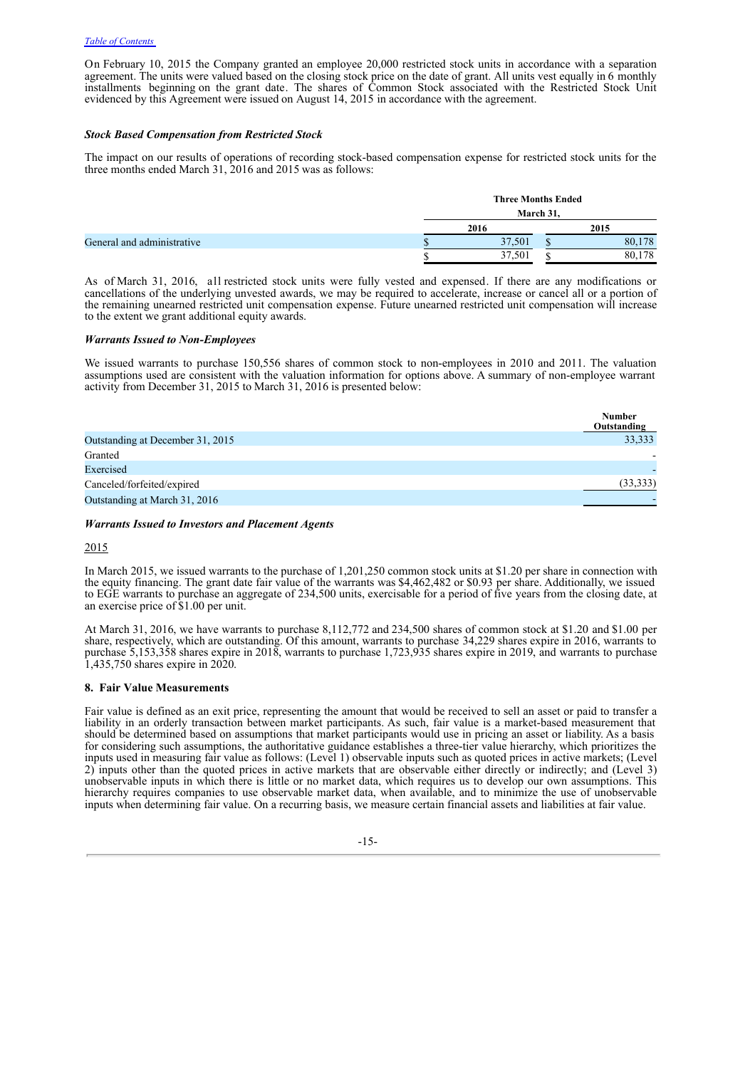On February 10, 2015 the Company granted an employee 20,000 restricted stock units in accordance with a separation agreement. The units were valued based on the closing stock price on the date of grant. All units vest equally in 6 monthly installments beginning on the grant date. The shares of Common Stock associated with the Restricted Stock Unit evidenced by this Agreement were issued on August 14, 2015 in accordance with the agreement.

***Stock Based Compensation from Restricted Stock***

The impact on our results of operations of recording stock-based compensation expense for restricted stock units for the three months ended March 31, 2016 and 2015 was as follows:

| | Three Months Ended March 31, | |
|---|---|---|
| | 2016 | 2015 |
| General and administrative | $ 37,501 | $ 80,178 |
| | $ 37,501 | $ 80,178 |

As of March 31, 2016, all restricted stock units were fully vested and expensed. If there are any modifications or cancellations of the underlying unvested awards, we may be required to accelerate, increase or cancel all or a portion of the remaining unearned restricted unit compensation expense. Future unearned restricted unit compensation will increase to the extent we grant additional equity awards.

***Warrants Issued to Non-Employees***

We issued warrants to purchase 150,556 shares of common stock to non-employees in 2010 and 2011. The valuation assumptions used are consistent with the valuation information for options above. A summary of non-employee warrant activity from December 31, 2015 to March 31, 2016 is presented below:

| | Number Outstanding |
|---|---|
| Outstanding at December 31, 2015 | 33,333 |
| Granted | - |
| Exercised | - |
| Canceled/forfeited/expired | (33,333) |
| Outstanding at March 31, 2016 | - |

***Warrants Issued to Investors and Placement Agents***

2015

In March 2015, we issued warrants to the purchase of 1,201,250 common stock units at $1.20 per share in connection with the equity financing. The grant date fair value of the warrants was $4,462,482 or $0.93 per share. Additionally, we issued to EGE warrants to purchase an aggregate of 234,500 units, exercisable for a period of five years from the closing date, at an exercise price of $1.00 per unit.

At March 31, 2016, we have warrants to purchase 8,112,772 and 234,500 shares of common stock at $1.20 and $1.00 per share, respectively, which are outstanding. Of this amount, warrants to purchase 34,229 shares expire in 2016, warrants to purchase 5,153,358 shares expire in 2018, warrants to purchase 1,723,935 shares expire in 2019, and warrants to purchase 1,435,750 shares expire in 2020.

**8. Fair Value Measurements**

Fair value is defined as an exit price, representing the amount that would be received to sell an asset or paid to transfer a liability in an orderly transaction between market participants. As such, fair value is a market-based measurement that should be determined based on assumptions that market participants would use in pricing an asset or liability. As a basis for considering such assumptions, the authoritative guidance establishes a three-tier value hierarchy, which prioritizes the inputs used in measuring fair value as follows: (Level 1) observable inputs such as quoted prices in active markets; (Level 2) inputs other than the quoted prices in active markets that are observable either directly or indirectly; and (Level 3) unobservable inputs in which there is little or no market data, which requires us to develop our own assumptions. This hierarchy requires companies to use observable market data, when available, and to minimize the use of unobservable inputs when determining fair value. On a recurring basis, we measure certain financial assets and liabilities at fair value.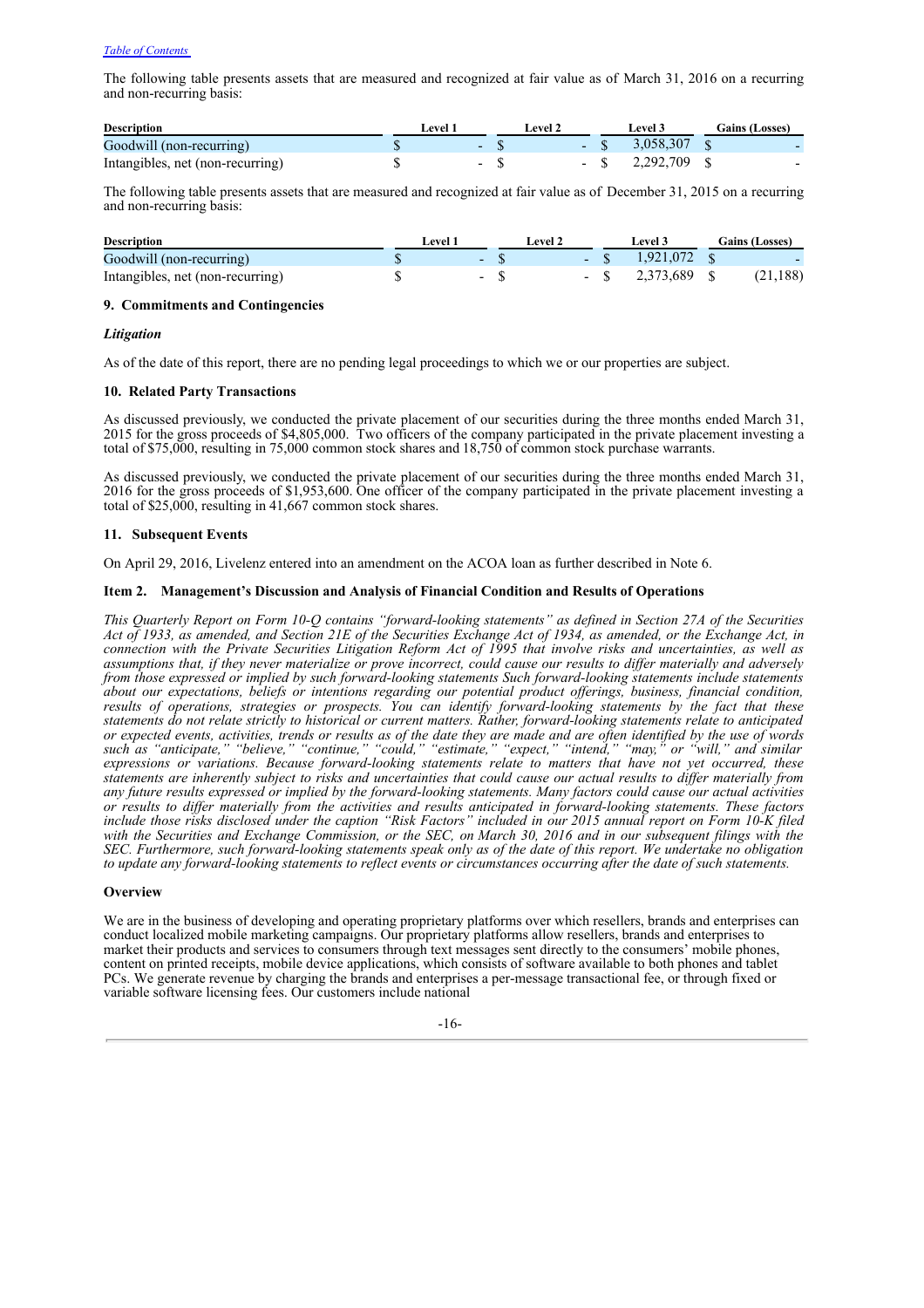The following table presents assets that are measured and recognized at fair value as of March 31, 2016 on a recurring and non-recurring basis:

| Description | Level 1 | Level 2 | Level 3 | Gains (Losses) |
|---|---|---|---|---|
| Goodwill (non-recurring) | $ - | $ - | $ 3,058,307 | $ - |
| Intangibles, net (non-recurring) | $ - | $ - | $ 2,292,709 | $ - |

The following table presents assets that are measured and recognized at fair value as of December 31, 2015 on a recurring and non-recurring basis:

| Description | Level 1 | Level 2 | Level 3 | Gains (Losses) |
|---|---|---|---|---|
| Goodwill (non-recurring) | $ - | $ - | $ 1,921,072 | $ - |
| Intangibles, net (non-recurring) | $ - | $ - | $ 2,373,689 | $ (21,188) |

### 9. Commitments and Contingencies

*Litigation*

As of the date of this report, there are no pending legal proceedings to which we or our properties are subject.

### 10. Related Party Transactions

As discussed previously, we conducted the private placement of our securities during the three months ended March 31, 2015 for the gross proceeds of $4,805,000. Two officers of the company participated in the private placement investing a total of $75,000, resulting in 75,000 common stock shares and 18,750 of common stock purchase warrants.

As discussed previously, we conducted the private placement of our securities during the three months ended March 31, 2016 for the gross proceeds of $1,953,600. One officer of the company participated in the private placement investing a total of $25,000, resulting in 41,667 common stock shares.

### 11. Subsequent Events

On April 29, 2016, Livelenz entered into an amendment on the ACOA loan as further described in Note 6.

## Item 2. Management's Discussion and Analysis of Financial Condition and Results of Operations

*This Quarterly Report on Form 10-Q contains "forward-looking statements" as defined in Section 27A of the Securities Act of 1933, as amended, and Section 21E of the Securities Exchange Act of 1934, as amended, or the Exchange Act, in connection with the Private Securities Litigation Reform Act of 1995 that involve risks and uncertainties, as well as assumptions that, if they never materialize or prove incorrect, could cause our results to differ materially and adversely from those expressed or implied by such forward-looking statements Such forward-looking statements include statements about our expectations, beliefs or intentions regarding our potential product offerings, business, financial condition, results of operations, strategies or prospects. You can identify forward-looking statements by the fact that these statements do not relate strictly to historical or current matters. Rather, forward-looking statements relate to anticipated or expected events, activities, trends or results as of the date they are made and are often identified by the use of words such as "anticipate," "believe," "continue," "could," "estimate," "expect," "intend," "may," or "will," and similar expressions or variations. Because forward-looking statements relate to matters that have not yet occurred, these statements are inherently subject to risks and uncertainties that could cause our actual results to differ materially from any future results expressed or implied by the forward-looking statements. Many factors could cause our actual activities or results to differ materially from the activities and results anticipated in forward-looking statements. These factors include those risks disclosed under the caption "Risk Factors" included in our 2015 annual report on Form 10-K filed with the Securities and Exchange Commission, or the SEC, on March 30, 2016 and in our subsequent filings with the SEC. Furthermore, such forward-looking statements speak only as of the date of this report. We undertake no obligation to update any forward-looking statements to reflect events or circumstances occurring after the date of such statements.*

### Overview

We are in the business of developing and operating proprietary platforms over which resellers, brands and enterprises can conduct localized mobile marketing campaigns. Our proprietary platforms allow resellers, brands and enterprises to market their products and services to consumers through text messages sent directly to the consumers' mobile phones, content on printed receipts, mobile device applications, which consists of software available to both phones and tablet PCs. We generate revenue by charging the brands and enterprises a per-message transactional fee, or through fixed or variable software licensing fees. Our customers include national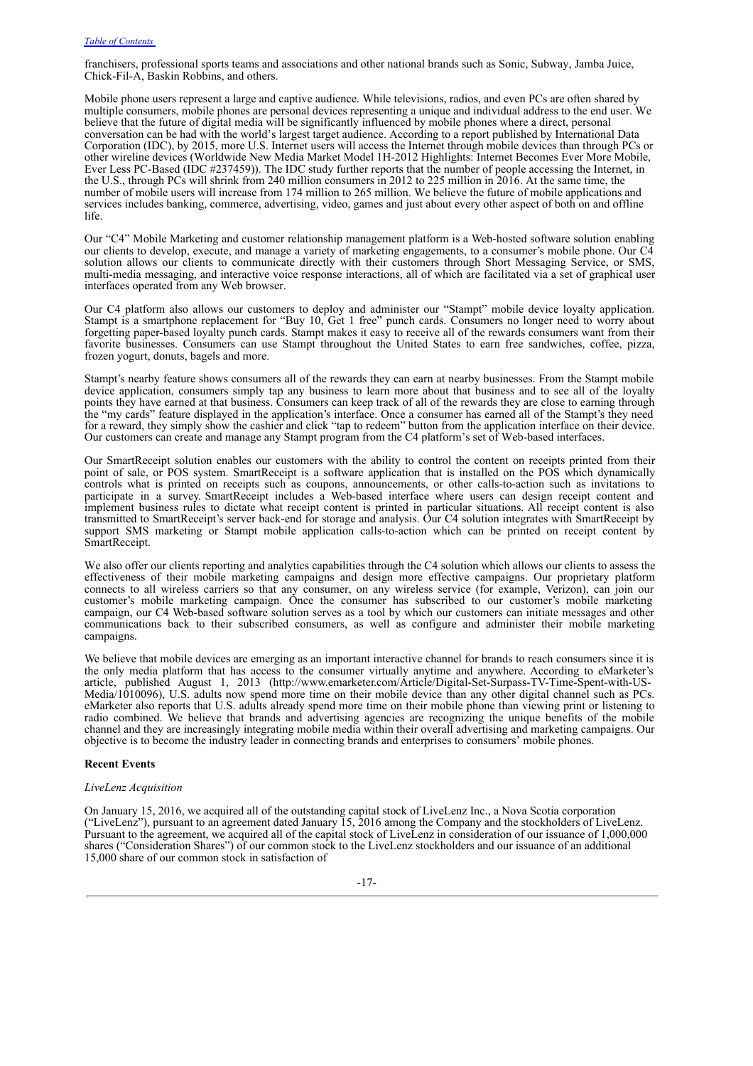franchisers, professional sports teams and associations and other national brands such as Sonic, Subway, Jamba Juice, Chick-Fil-A, Baskin Robbins, and others.

Mobile phone users represent a large and captive audience. While televisions, radios, and even PCs are often shared by multiple consumers, mobile phones are personal devices representing a unique and individual address to the end user. We believe that the future of digital media will be significantly influenced by mobile phones where a direct, personal conversation can be had with the world's largest target audience. According to a report published by International Data Corporation (IDC), by 2015, more U.S. Internet users will access the Internet through mobile devices than through PCs or other wireline devices (Worldwide New Media Market Model 1H-2012 Highlights: Internet Becomes Ever More Mobile, Ever Less PC-Based (IDC #237459)). The IDC study further reports that the number of people accessing the Internet, in the U.S., through PCs will shrink from 240 million consumers in 2012 to 225 million in 2016. At the same time, the number of mobile users will increase from 174 million to 265 million. We believe the future of mobile applications and services includes banking, commerce, advertising, video, games and just about every other aspect of both on and offline life.

Our "C4" Mobile Marketing and customer relationship management platform is a Web-hosted software solution enabling our clients to develop, execute, and manage a variety of marketing engagements, to a consumer's mobile phone. Our C4 solution allows our clients to communicate directly with their customers through Short Messaging Service, or SMS, multi-media messaging, and interactive voice response interactions, all of which are facilitated via a set of graphical user interfaces operated from any Web browser.

Our C4 platform also allows our customers to deploy and administer our "Stampt" mobile device loyalty application. Stampt is a smartphone replacement for "Buy 10, Get 1 free" punch cards. Consumers no longer need to worry about forgetting paper-based loyalty punch cards. Stampt makes it easy to receive all of the rewards consumers want from their favorite businesses. Consumers can use Stampt throughout the United States to earn free sandwiches, coffee, pizza, frozen yogurt, donuts, bagels and more.

Stampt's nearby feature shows consumers all of the rewards they can earn at nearby businesses. From the Stampt mobile device application, consumers simply tap any business to learn more about that business and to see all of the loyalty points they have earned at that business. Consumers can keep track of all of the rewards they are close to earning through the "my cards" feature displayed in the application's interface. Once a consumer has earned all of the Stampt's they need for a reward, they simply show the cashier and click "tap to redeem" button from the application interface on their device. Our customers can create and manage any Stampt program from the C4 platform's set of Web-based interfaces.

Our SmartReceipt solution enables our customers with the ability to control the content on receipts printed from their point of sale, or POS system. SmartReceipt is a software application that is installed on the POS which dynamically controls what is printed on receipts such as coupons, announcements, or other calls-to-action such as invitations to participate in a survey. SmartReceipt includes a Web-based interface where users can design receipt content and implement business rules to dictate what receipt content is printed in particular situations. All receipt content is also transmitted to SmartReceipt's server back-end for storage and analysis. Our C4 solution integrates with SmartReceipt by support SMS marketing or Stampt mobile application calls-to-action which can be printed on receipt content by SmartReceipt.

We also offer our clients reporting and analytics capabilities through the C4 solution which allows our clients to assess the effectiveness of their mobile marketing campaigns and design more effective campaigns. Our proprietary platform connects to all wireless carriers so that any consumer, on any wireless service (for example, Verizon), can join our customer's mobile marketing campaign. Once the consumer has subscribed to our customer's mobile marketing campaign, our C4 Web-based software solution serves as a tool by which our customers can initiate messages and other communications back to their subscribed consumers, as well as configure and administer their mobile marketing campaigns.

We believe that mobile devices are emerging as an important interactive channel for brands to reach consumers since it is the only media platform that has access to the consumer virtually anytime and anywhere. According to eMarketer's article, published August 1, 2013 (http://www.emarketer.com/Article/Digital-Set-Surpass-TV-Time-Spent-with-US-Media/1010096), U.S. adults now spend more time on their mobile device than any other digital channel such as PCs. eMarketer also reports that U.S. adults already spend more time on their mobile phone than viewing print or listening to radio combined. We believe that brands and advertising agencies are recognizing the unique benefits of the mobile channel and they are increasingly integrating mobile media within their overall advertising and marketing campaigns. Our objective is to become the industry leader in connecting brands and enterprises to consumers' mobile phones.

**Recent Events**

*LiveLenz Acquisition*

On January 15, 2016, we acquired all of the outstanding capital stock of LiveLenz Inc., a Nova Scotia corporation ("LiveLenz"), pursuant to an agreement dated January 15, 2016 among the Company and the stockholders of LiveLenz. Pursuant to the agreement, we acquired all of the capital stock of LiveLenz in consideration of our issuance of 1,000,000 shares ("Consideration Shares") of our common stock to the LiveLenz stockholders and our issuance of an additional 15,000 share of our common stock in satisfaction of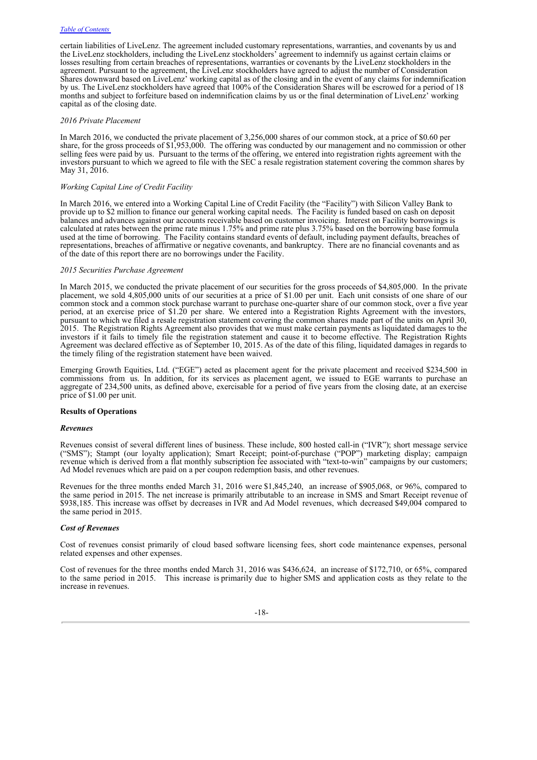certain liabilities of LiveLenz. The agreement included customary representations, warranties, and covenants by us and the LiveLenz stockholders, including the LiveLenz stockholders' agreement to indemnify us against certain claims or losses resulting from certain breaches of representations, warranties or covenants by the LiveLenz stockholders in the agreement. Pursuant to the agreement, the LiveLenz stockholders have agreed to adjust the number of Consideration Shares downward based on LiveLenz' working capital as of the closing and in the event of any claims for indemnification by us. The LiveLenz stockholders have agreed that 100% of the Consideration Shares will be escrowed for a period of 18 months and subject to forfeiture based on indemnification claims by us or the final determination of LiveLenz' working capital as of the closing date.

*2016 Private Placement*

In March 2016, we conducted the private placement of 3,256,000 shares of our common stock, at a price of $0.60 per share, for the gross proceeds of $1,953,000. The offering was conducted by our management and no commission or other selling fees were paid by us. Pursuant to the terms of the offering, we entered into registration rights agreement with the investors pursuant to which we agreed to file with the SEC a resale registration statement covering the common shares by May 31, 2016.

*Working Capital Line of Credit Facility*

In March 2016, we entered into a Working Capital Line of Credit Facility (the "Facility") with Silicon Valley Bank to provide up to $2 million to finance our general working capital needs. The Facility is funded based on cash on deposit balances and advances against our accounts receivable based on customer invoicing. Interest on Facility borrowings is calculated at rates between the prime rate minus 1.75% and prime rate plus 3.75% based on the borrowing base formula used at the time of borrowing. The Facility contains standard events of default, including payment defaults, breaches of representations, breaches of affirmative or negative covenants, and bankruptcy. There are no financial covenants and as of the date of this report there are no borrowings under the Facility.

*2015 Securities Purchase Agreement*

In March 2015, we conducted the private placement of our securities for the gross proceeds of $4,805,000. In the private placement, we sold 4,805,000 units of our securities at a price of $1.00 per unit. Each unit consists of one share of our common stock and a common stock purchase warrant to purchase one-quarter share of our common stock, over a five year period, at an exercise price of $1.20 per share. We entered into a Registration Rights Agreement with the investors, pursuant to which we filed a resale registration statement covering the common shares made part of the units on April 30, 2015. The Registration Rights Agreement also provides that we must make certain payments as liquidated damages to the investors if it fails to timely file the registration statement and cause it to become effective. The Registration Rights Agreement was declared effective as of September 10, 2015. As of the date of this filing, liquidated damages in regards to the timely filing of the registration statement have been waived.

Emerging Growth Equities, Ltd. ("EGE") acted as placement agent for the private placement and received $234,500 in commissions from us. In addition, for its services as placement agent, we issued to EGE warrants to purchase an aggregate of 234,500 units, as defined above, exercisable for a period of five years from the closing date, at an exercise price of $1.00 per unit.

**Results of Operations**

***Revenues***

Revenues consist of several different lines of business. These include, 800 hosted call-in ("IVR"); short message service ("SMS"); Stampt (our loyalty application); Smart Receipt; point-of-purchase ("POP") marketing display; campaign revenue which is derived from a flat monthly subscription fee associated with "text-to-win" campaigns by our customers; Ad Model revenues which are paid on a per coupon redemption basis, and other revenues.

Revenues for the three months ended March 31, 2016 were $1,845,240, an increase of $905,068, or 96%, compared to the same period in 2015. The net increase is primarily attributable to an increase in SMS and Smart Receipt revenue of $938,185. This increase was offset by decreases in IVR and Ad Model revenues, which decreased $49,004 compared to the same period in 2015.

***Cost of Revenues***

Cost of revenues consist primarily of cloud based software licensing fees, short code maintenance expenses, personal related expenses and other expenses.

Cost of revenues for the three months ended March 31, 2016 was $436,624, an increase of $172,710, or 65%, compared to the same period in 2015. This increase is primarily due to higher SMS and application costs as they relate to the increase in revenues.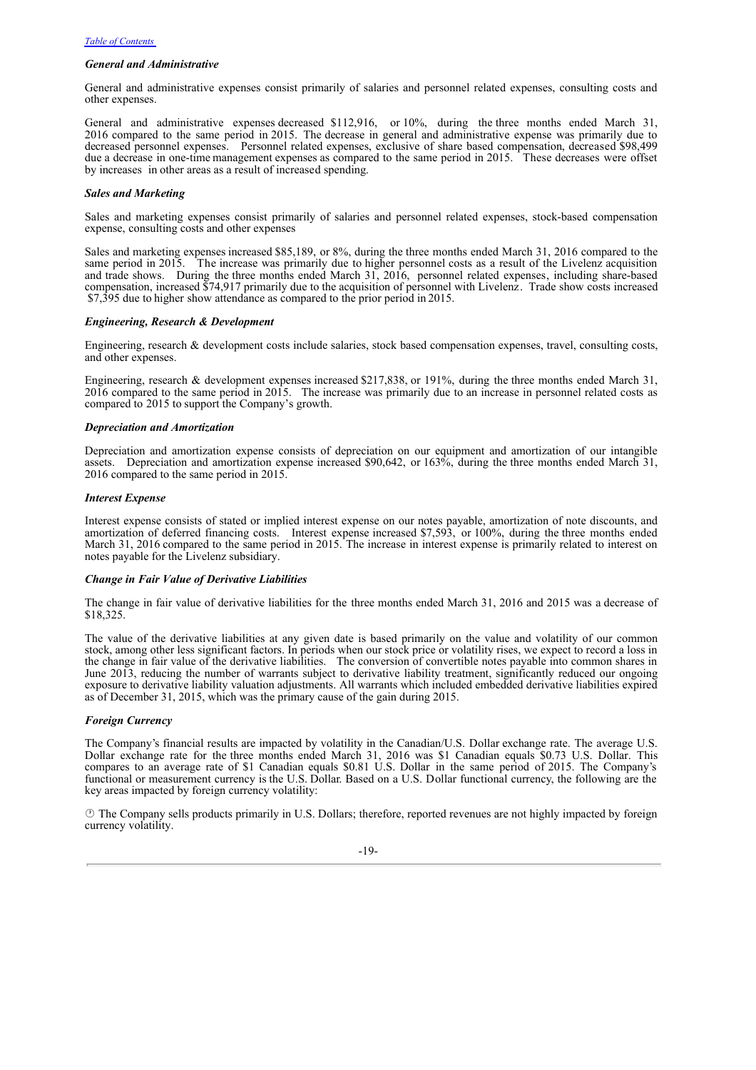### *General and Administrative*

General and administrative expenses consist primarily of salaries and personnel related expenses, consulting costs and other expenses.

General and administrative expenses decreased $112,916, or 10%, during the three months ended March 31, 2016 compared to the same period in 2015. The decrease in general and administrative expense was primarily due to decreased personnel expenses. Personnel related expenses, exclusive of share based compensation, decreased $98,499 due a decrease in one-time management expenses as compared to the same period in 2015. These decreases were offset by increases in other areas as a result of increased spending.

### *Sales and Marketing*

Sales and marketing expenses consist primarily of salaries and personnel related expenses, stock-based compensation expense, consulting costs and other expenses

Sales and marketing expenses increased $85,189, or 8%, during the three months ended March 31, 2016 compared to the same period in 2015. The increase was primarily due to higher personnel costs as a result of the Livelenz acquisition and trade shows. During the three months ended March 31, 2016, personnel related expenses, including share-based compensation, increased $74,917 primarily due to the acquisition of personnel with Livelenz. Trade show costs increased $7,395 due to higher show attendance as compared to the prior period in 2015.

### *Engineering, Research & Development*

Engineering, research & development costs include salaries, stock based compensation expenses, travel, consulting costs, and other expenses.

Engineering, research & development expenses increased $217,838, or 191%, during the three months ended March 31, 2016 compared to the same period in 2015. The increase was primarily due to an increase in personnel related costs as compared to 2015 to support the Company's growth.

### *Depreciation and Amortization*

Depreciation and amortization expense consists of depreciation on our equipment and amortization of our intangible assets. Depreciation and amortization expense increased $90,642, or 163%, during the three months ended March 31, 2016 compared to the same period in 2015.

### *Interest Expense*

Interest expense consists of stated or implied interest expense on our notes payable, amortization of note discounts, and amortization of deferred financing costs. Interest expense increased $7,593, or 100%, during the three months ended March 31, 2016 compared to the same period in 2015. The increase in interest expense is primarily related to interest on notes payable for the Livelenz subsidiary.

### *Change in Fair Value of Derivative Liabilities*

The change in fair value of derivative liabilities for the three months ended March 31, 2016 and 2015 was a decrease of $18,325.

The value of the derivative liabilities at any given date is based primarily on the value and volatility of our common stock, among other less significant factors. In periods when our stock price or volatility rises, we expect to record a loss in the change in fair value of the derivative liabilities. The conversion of convertible notes payable into common shares in June 2013, reducing the number of warrants subject to derivative liability treatment, significantly reduced our ongoing exposure to derivative liability valuation adjustments. All warrants which included embedded derivative liabilities expired as of December 31, 2015, which was the primary cause of the gain during 2015.

### *Foreign Currency*

The Company's financial results are impacted by volatility in the Canadian/U.S. Dollar exchange rate. The average U.S. Dollar exchange rate for the three months ended March 31, 2016 was $1 Canadian equals $0.73 U.S. Dollar. This compares to an average rate of $1 Canadian equals $0.81 U.S. Dollar in the same period of 2015. The Company's functional or measurement currency is the U.S. Dollar. Based on a U.S. Dollar functional currency, the following are the key areas impacted by foreign currency volatility:

- The Company sells products primarily in U.S. Dollars; therefore, reported revenues are not highly impacted by foreign currency volatility.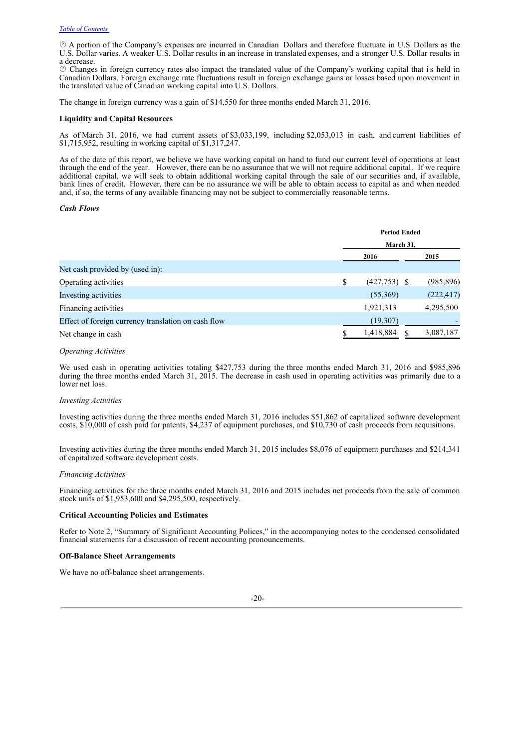- A portion of the Company's expenses are incurred in Canadian Dollars and therefore fluctuate in U.S. Dollars as the U.S. Dollar varies. A weaker U.S. Dollar results in an increase in translated expenses, and a stronger U.S. Dollar results in a decrease.
- Changes in foreign currency rates also impact the translated value of the Company's working capital that is held in Canadian Dollars. Foreign exchange rate fluctuations result in foreign exchange gains or losses based upon movement in the translated value of Canadian working capital into U.S. Dollars.

The change in foreign currency was a gain of $14,550 for three months ended March 31, 2016.

**Liquidity and Capital Resources**

As of March 31, 2016, we had current assets of $3,033,199, including $2,053,013 in cash, and current liabilities of $1,715,952, resulting in working capital of $1,317,247.

As of the date of this report, we believe we have working capital on hand to fund our current level of operations at least through the end of the year. However, there can be no assurance that we will not require additional capital. If we require additional capital, we will seek to obtain additional working capital through the sale of our securities and, if available, bank lines of credit. However, there can be no assurance we will be able to obtain access to capital as and when needed and, if so, the terms of any available financing may not be subject to commercially reasonable terms.

***Cash Flows***

| | Period Ended March 31, | |
|---|---|---|
| | 2016 | 2015 |
| Net cash provided by (used in): | | |
| Operating activities | $ (427,753) | $ (985,896) |
| Investing activities | (55,369) | (222,417) |
| Financing activities | 1,921,313 | 4,295,500 |
| Effect of foreign currency translation on cash flow | (19,307) | - |
| Net change in cash | $ 1,418,884 | $ 3,087,187 |

*Operating Activities*

We used cash in operating activities totaling $427,753 during the three months ended March 31, 2016 and $985,896 during the three months ended March 31, 2015. The decrease in cash used in operating activities was primarily due to a lower net loss.

*Investing Activities*

Investing activities during the three months ended March 31, 2016 includes $51,862 of capitalized software development costs, $10,000 of cash paid for patents, $4,237 of equipment purchases, and $10,730 of cash proceeds from acquisitions.

Investing activities during the three months ended March 31, 2015 includes $8,076 of equipment purchases and $214,341 of capitalized software development costs.

*Financing Activities*

Financing activities for the three months ended March 31, 2016 and 2015 includes net proceeds from the sale of common stock units of $1,953,600 and $4,295,500, respectively.

**Critical Accounting Policies and Estimates**

Refer to Note 2, "Summary of Significant Accounting Polices," in the accompanying notes to the condensed consolidated financial statements for a discussion of recent accounting pronouncements.

**Off-Balance Sheet Arrangements**

We have no off-balance sheet arrangements.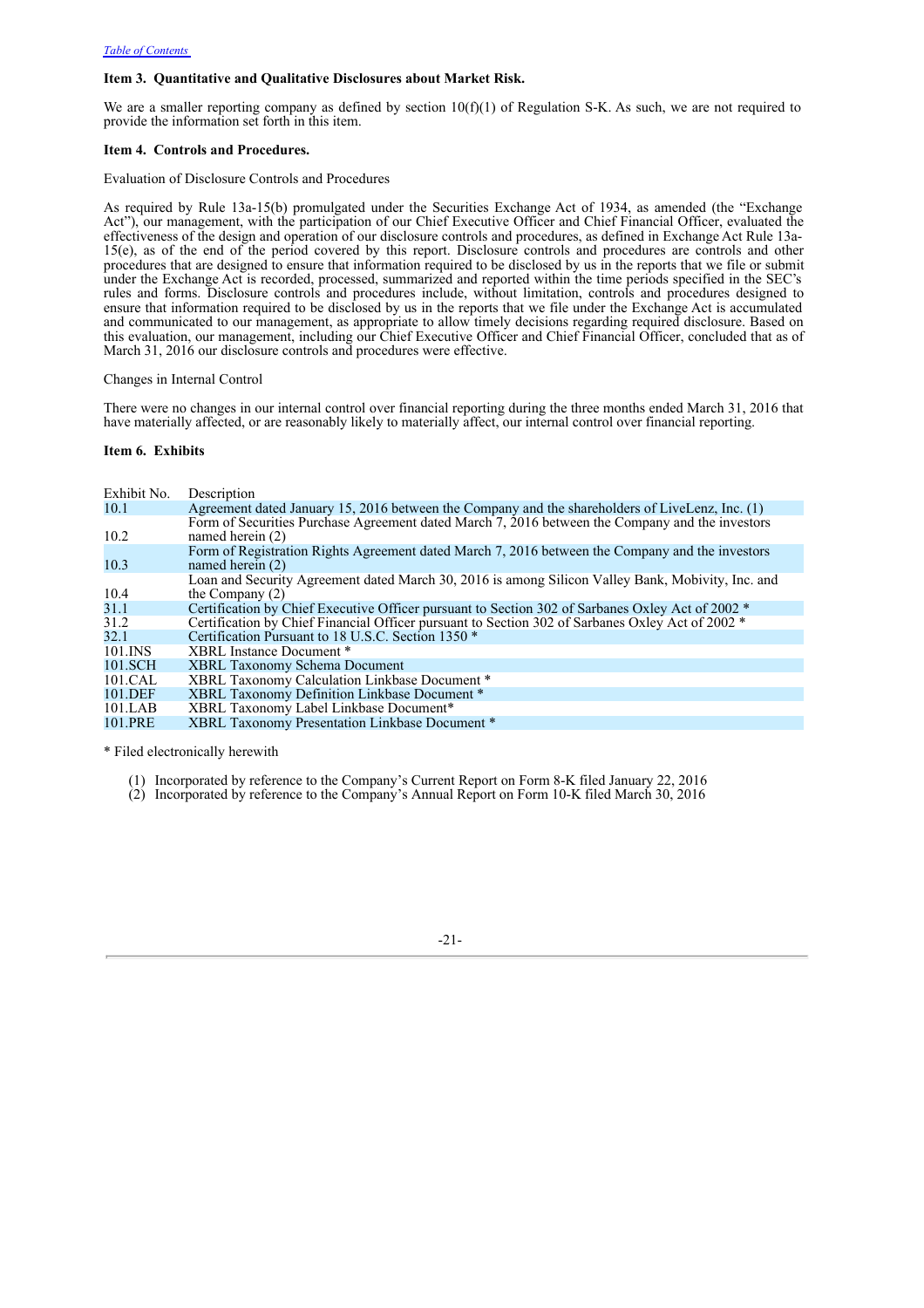[Table of Contents](#)

### Item 3. Quantitative and Qualitative Disclosures about Market Risk.

We are a smaller reporting company as defined by section 10(f)(1) of Regulation S-K. As such, we are not required to provide the information set forth in this item.

### Item 4. Controls and Procedures.

Evaluation of Disclosure Controls and Procedures

As required by Rule 13a-15(b) promulgated under the Securities Exchange Act of 1934, as amended (the "Exchange Act"), our management, with the participation of our Chief Executive Officer and Chief Financial Officer, evaluated the effectiveness of the design and operation of our disclosure controls and procedures, as defined in Exchange Act Rule 13a-15(e), as of the end of the period covered by this report. Disclosure controls and procedures are controls and other procedures that are designed to ensure that information required to be disclosed by us in the reports that we file or submit under the Exchange Act is recorded, processed, summarized and reported within the time periods specified in the SEC's rules and forms. Disclosure controls and procedures include, without limitation, controls and procedures designed to ensure that information required to be disclosed by us in the reports that we file under the Exchange Act is accumulated and communicated to our management, as appropriate to allow timely decisions regarding required disclosure. Based on this evaluation, our management, including our Chief Executive Officer and Chief Financial Officer, concluded that as of March 31, 2016 our disclosure controls and procedures were effective.

Changes in Internal Control

There were no changes in our internal control over financial reporting during the three months ended March 31, 2016 that have materially affected, or are reasonably likely to materially affect, our internal control over financial reporting.

### Item 6. Exhibits

| Exhibit No. | Description |
|---|---|
| 10.1 | Agreement dated January 15, 2016 between the Company and the shareholders of LiveLenz, Inc. (1) |
| 10.2 | Form of Securities Purchase Agreement dated March 7, 2016 between the Company and the investors named herein (2) |
| 10.3 | Form of Registration Rights Agreement dated March 7, 2016 between the Company and the investors named herein (2) |
| 10.4 | Loan and Security Agreement dated March 30, 2016 is among Silicon Valley Bank, Mobivity, Inc. and the Company (2) |
| 31.1 | Certification by Chief Executive Officer pursuant to Section 302 of Sarbanes Oxley Act of 2002 * |
| 31.2 | Certification by Chief Financial Officer pursuant to Section 302 of Sarbanes Oxley Act of 2002 * |
| 32.1 | Certification Pursuant to 18 U.S.C. Section 1350 * |
| 101.INS | XBRL Instance Document * |
| 101.SCH | XBRL Taxonomy Schema Document |
| 101.CAL | XBRL Taxonomy Calculation Linkbase Document * |
| 101.DEF | XBRL Taxonomy Definition Linkbase Document * |
| 101.LAB | XBRL Taxonomy Label Linkbase Document* |
| 101.PRE | XBRL Taxonomy Presentation Linkbase Document * |

* Filed electronically herewith

(1) Incorporated by reference to the Company's Current Report on Form 8-K filed January 22, 2016
(2) Incorporated by reference to the Company's Annual Report on Form 10-K filed March 30, 2016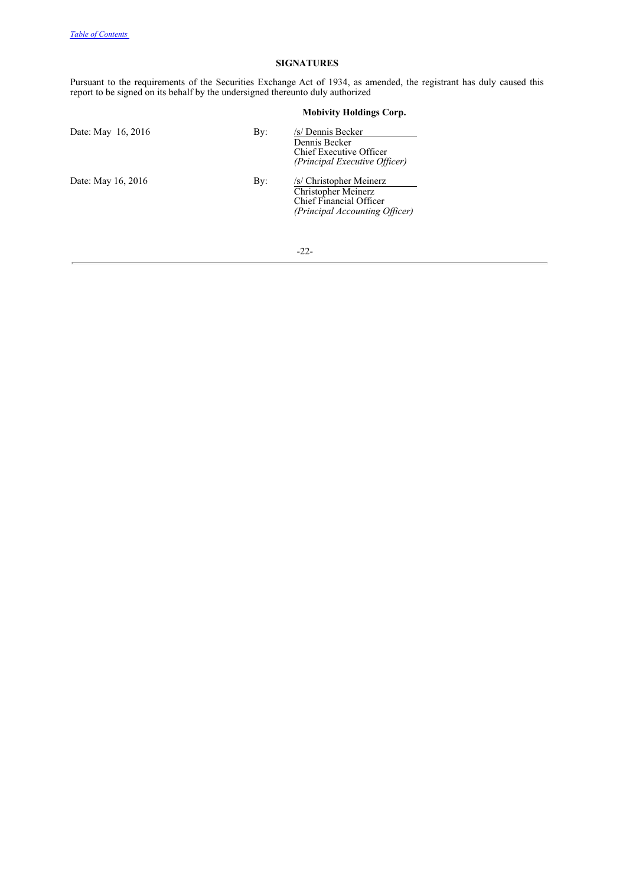## SIGNATURES

Pursuant to the requirements of the Securities Exchange Act of 1934, as amended, the registrant has duly caused this report to be signed on its behalf by the undersigned thereunto duly authorized

**Mobivity Holdings Corp.**

| | | |
|---|---|---|
| Date: May 16, 2016 | By: | /s/ Dennis Becker<br>Dennis Becker<br>Chief Executive Officer<br>*(Principal Executive Officer)* |
| Date: May 16, 2016 | By: | /s/ Christopher Meinerz<br>Christopher Meinerz<br>Chief Financial Officer<br>*(Principal Accounting Officer)* |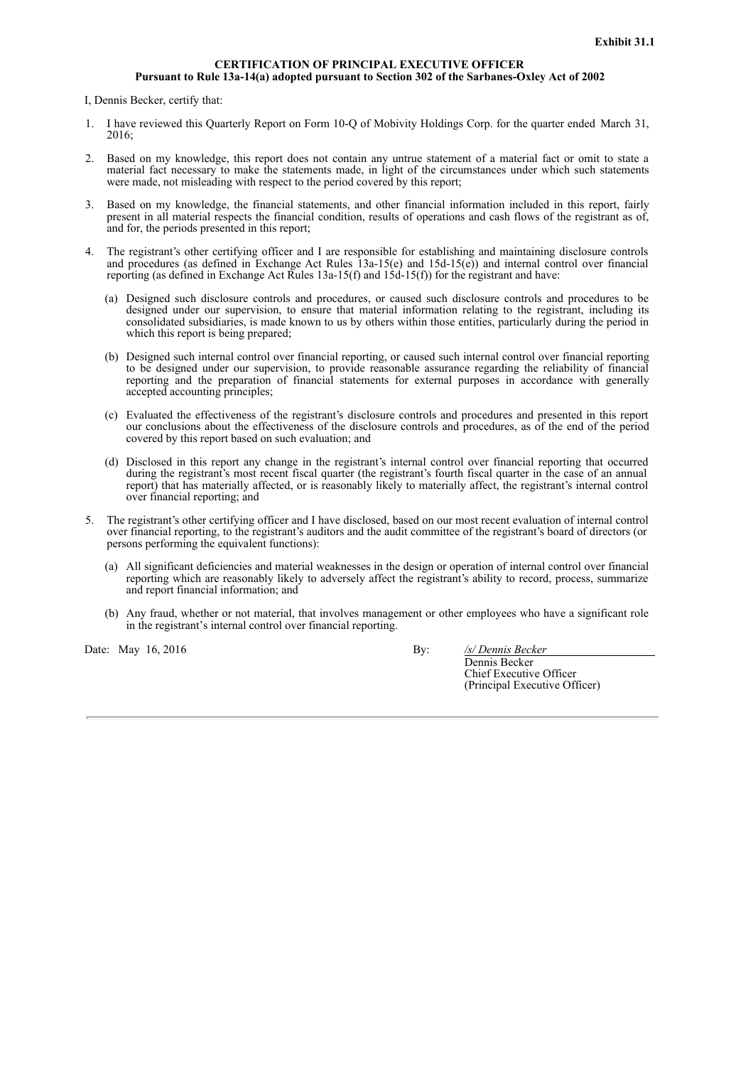**Exhibit 31.1**

**CERTIFICATION OF PRINCIPAL EXECUTIVE OFFICER**
**Pursuant to Rule 13a-14(a) adopted pursuant to Section 302 of the Sarbanes-Oxley Act of 2002**

I, Dennis Becker, certify that:

1. I have reviewed this Quarterly Report on Form 10-Q of Mobivity Holdings Corp. for the quarter ended March 31, 2016;

2. Based on my knowledge, this report does not contain any untrue statement of a material fact or omit to state a material fact necessary to make the statements made, in light of the circumstances under which such statements were made, not misleading with respect to the period covered by this report;

3. Based on my knowledge, the financial statements, and other financial information included in this report, fairly present in all material respects the financial condition, results of operations and cash flows of the registrant as of, and for, the periods presented in this report;

4. The registrant's other certifying officer and I are responsible for establishing and maintaining disclosure controls and procedures (as defined in Exchange Act Rules 13a-15(e) and 15d-15(e)) and internal control over financial reporting (as defined in Exchange Act Rules 13a-15(f) and 15d-15(f)) for the registrant and have:

   (a) Designed such disclosure controls and procedures, or caused such disclosure controls and procedures to be designed under our supervision, to ensure that material information relating to the registrant, including its consolidated subsidiaries, is made known to us by others within those entities, particularly during the period in which this report is being prepared;

   (b) Designed such internal control over financial reporting, or caused such internal control over financial reporting to be designed under our supervision, to provide reasonable assurance regarding the reliability of financial reporting and the preparation of financial statements for external purposes in accordance with generally accepted accounting principles;

   (c) Evaluated the effectiveness of the registrant's disclosure controls and procedures and presented in this report our conclusions about the effectiveness of the disclosure controls and procedures, as of the end of the period covered by this report based on such evaluation; and

   (d) Disclosed in this report any change in the registrant's internal control over financial reporting that occurred during the registrant's most recent fiscal quarter (the registrant's fourth fiscal quarter in the case of an annual report) that has materially affected, or is reasonably likely to materially affect, the registrant's internal control over financial reporting; and

5. The registrant's other certifying officer and I have disclosed, based on our most recent evaluation of internal control over financial reporting, to the registrant's auditors and the audit committee of the registrant's board of directors (or persons performing the equivalent functions):

   (a) All significant deficiencies and material weaknesses in the design or operation of internal control over financial reporting which are reasonably likely to adversely affect the registrant's ability to record, process, summarize and report financial information; and

   (b) Any fraud, whether or not material, that involves management or other employees who have a significant role in the registrant's internal control over financial reporting.

Date: May 16, 2016

By: */s/ Dennis Becker*
Dennis Becker
Chief Executive Officer
(Principal Executive Officer)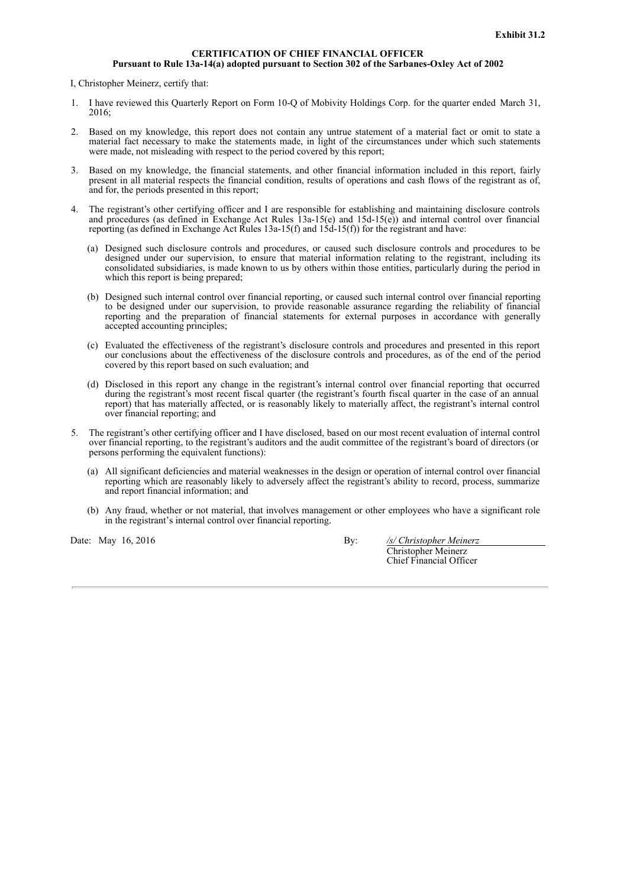**Exhibit 31.2**

**CERTIFICATION OF CHIEF FINANCIAL OFFICER**
**Pursuant to Rule 13a-14(a) adopted pursuant to Section 302 of the Sarbanes-Oxley Act of 2002**

I, Christopher Meinerz, certify that:

1. I have reviewed this Quarterly Report on Form 10-Q of Mobivity Holdings Corp. for the quarter ended March 31, 2016;

2. Based on my knowledge, this report does not contain any untrue statement of a material fact or omit to state a material fact necessary to make the statements made, in light of the circumstances under which such statements were made, not misleading with respect to the period covered by this report;

3. Based on my knowledge, the financial statements, and other financial information included in this report, fairly present in all material respects the financial condition, results of operations and cash flows of the registrant as of, and for, the periods presented in this report;

4. The registrant's other certifying officer and I are responsible for establishing and maintaining disclosure controls and procedures (as defined in Exchange Act Rules 13a-15(e) and 15d-15(e)) and internal control over financial reporting (as defined in Exchange Act Rules 13a-15(f) and 15d-15(f)) for the registrant and have:

   (a) Designed such disclosure controls and procedures, or caused such disclosure controls and procedures to be designed under our supervision, to ensure that material information relating to the registrant, including its consolidated subsidiaries, is made known to us by others within those entities, particularly during the period in which this report is being prepared;

   (b) Designed such internal control over financial reporting, or caused such internal control over financial reporting to be designed under our supervision, to provide reasonable assurance regarding the reliability of financial reporting and the preparation of financial statements for external purposes in accordance with generally accepted accounting principles;

   (c) Evaluated the effectiveness of the registrant's disclosure controls and procedures and presented in this report our conclusions about the effectiveness of the disclosure controls and procedures, as of the end of the period covered by this report based on such evaluation; and

   (d) Disclosed in this report any change in the registrant's internal control over financial reporting that occurred during the registrant's most recent fiscal quarter (the registrant's fourth fiscal quarter in the case of an annual report) that has materially affected, or is reasonably likely to materially affect, the registrant's internal control over financial reporting; and

5. The registrant's other certifying officer and I have disclosed, based on our most recent evaluation of internal control over financial reporting, to the registrant's auditors and the audit committee of the registrant's board of directors (or persons performing the equivalent functions):

   (a) All significant deficiencies and material weaknesses in the design or operation of internal control over financial reporting which are reasonably likely to adversely affect the registrant's ability to record, process, summarize and report financial information; and

   (b) Any fraud, whether or not material, that involves management or other employees who have a significant role in the registrant's internal control over financial reporting.

Date: May 16, 2016

By: */s/ Christopher Meinerz*
Christopher Meinerz
Chief Financial Officer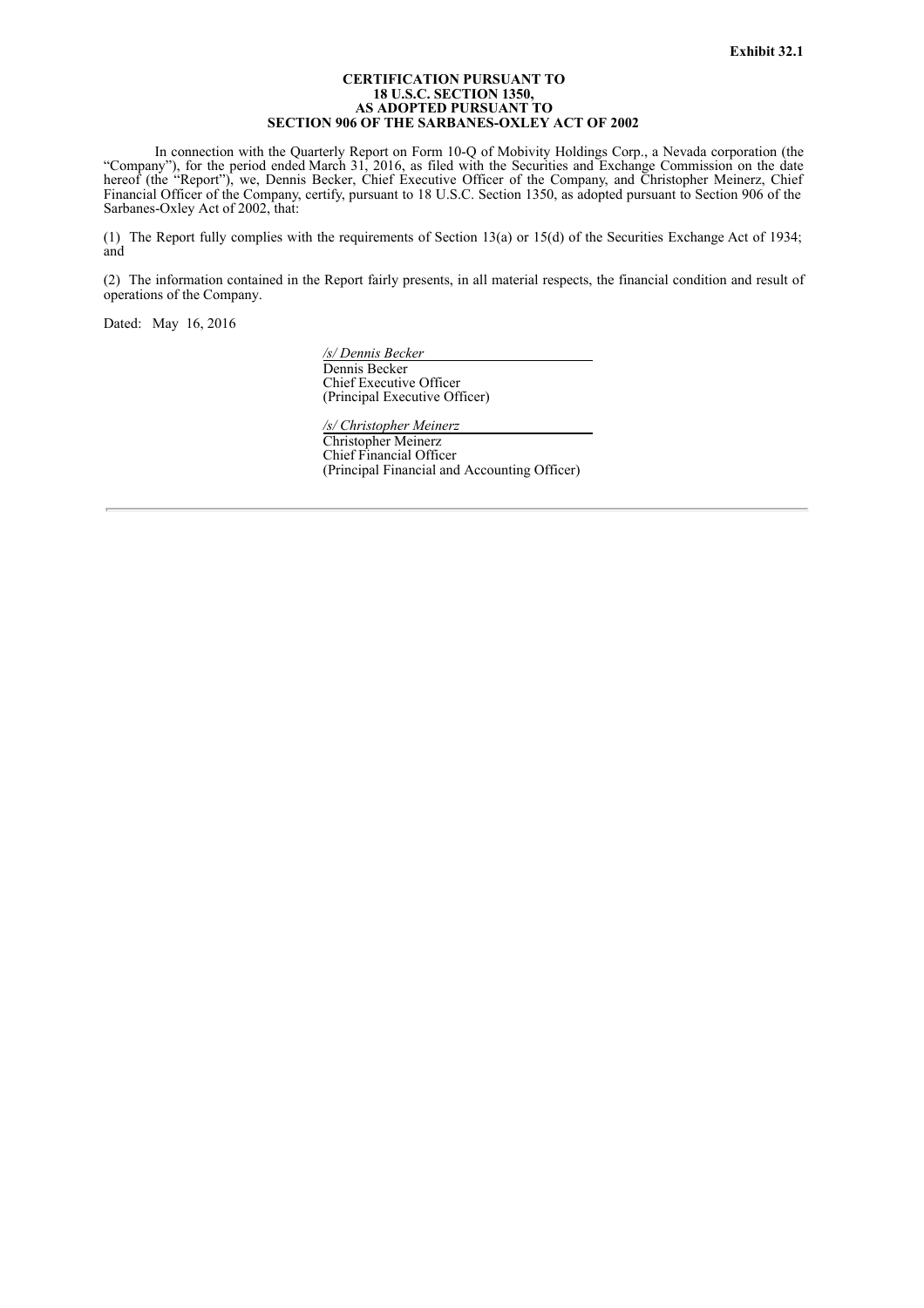**Exhibit 32.1**

**CERTIFICATION PURSUANT TO**
**18 U.S.C. SECTION 1350,**
**AS ADOPTED PURSUANT TO**
**SECTION 906 OF THE SARBANES-OXLEY ACT OF 2002**

In connection with the Quarterly Report on Form 10-Q of Mobivity Holdings Corp., a Nevada corporation (the "Company"), for the period ended March 31, 2016, as filed with the Securities and Exchange Commission on the date hereof (the "Report"), we, Dennis Becker, Chief Executive Officer of the Company, and Christopher Meinerz, Chief Financial Officer of the Company, certify, pursuant to 18 U.S.C. Section 1350, as adopted pursuant to Section 906 of the Sarbanes-Oxley Act of 2002, that:

(1) The Report fully complies with the requirements of Section 13(a) or 15(d) of the Securities Exchange Act of 1934; and

(2) The information contained in the Report fairly presents, in all material respects, the financial condition and result of operations of the Company.

Dated: May 16, 2016

*/s/ Dennis Becker*
Dennis Becker
Chief Executive Officer
(Principal Executive Officer)

*/s/ Christopher Meinerz*
Christopher Meinerz
Chief Financial Officer
(Principal Financial and Accounting Officer)